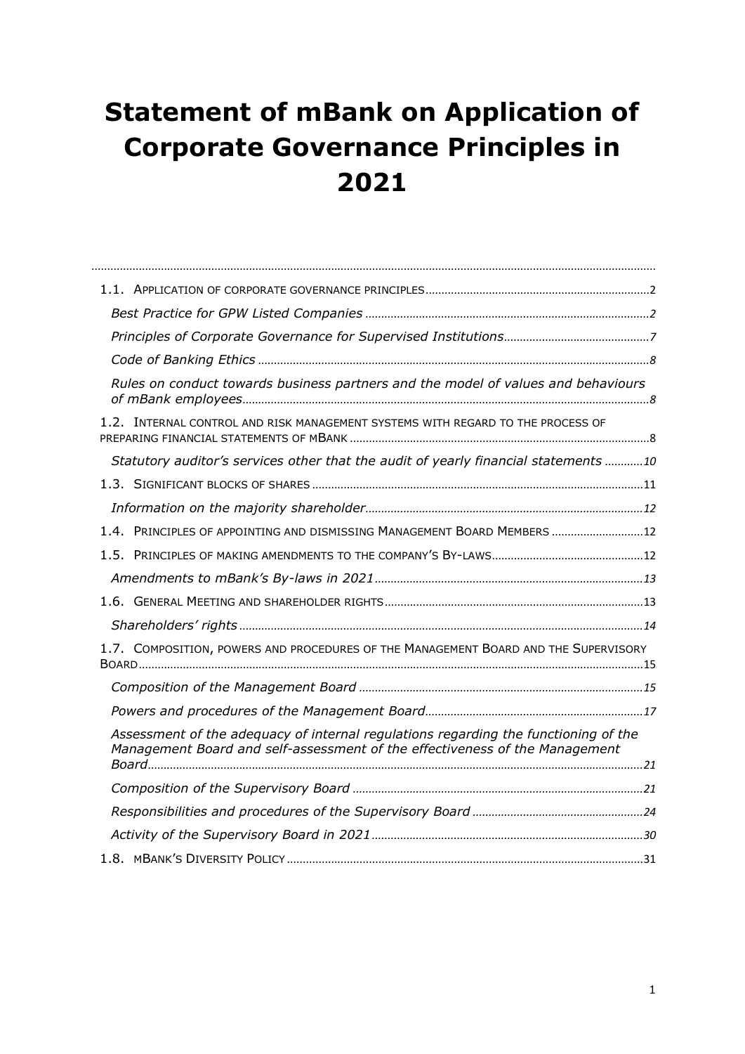# Statement of mBank on Application of Corporate Governance Principles in 2021

1.1. APPLICATION OF CORPORATE GOVERNANCE PRINCIPLES ...... 2

*Best Practice for GPW Listed Companies* ...... 2

*Principles of Corporate Governance for Supervised Institutions* ...... 7

*Code of Banking Ethics* ...... 8

*Rules on conduct towards business partners and the model of values and behaviours of mBank employees* ...... 8

1.2. INTERNAL CONTROL AND RISK MANAGEMENT SYSTEMS WITH REGARD TO THE PROCESS OF PREPARING FINANCIAL STATEMENTS OF MBANK ...... 8

*Statutory auditor's services other that the audit of yearly financial statements* ...... 10

1.3. SIGNIFICANT BLOCKS OF SHARES ...... 11

*Information on the majority shareholder* ...... 12

1.4. PRINCIPLES OF APPOINTING AND DISMISSING MANAGEMENT BOARD MEMBERS ...... 12

1.5. PRINCIPLES OF MAKING AMENDMENTS TO THE COMPANY'S BY-LAWS ...... 12

*Amendments to mBank's By-laws in 2021* ...... 13

1.6. GENERAL MEETING AND SHAREHOLDER RIGHTS ...... 13

*Shareholders' rights* ...... 14

1.7. COMPOSITION, POWERS AND PROCEDURES OF THE MANAGEMENT BOARD AND THE SUPERVISORY BOARD ...... 15

*Composition of the Management Board* ...... 15

*Powers and procedures of the Management Board* ...... 17

*Assessment of the adequacy of internal regulations regarding the functioning of the Management Board and self-assessment of the effectiveness of the Management Board* ...... 21

*Composition of the Supervisory Board* ...... 21

*Responsibilities and procedures of the Supervisory Board* ...... 24

*Activity of the Supervisory Board in 2021* ...... 30

1.8. MBANK'S DIVERSITY POLICY ...... 31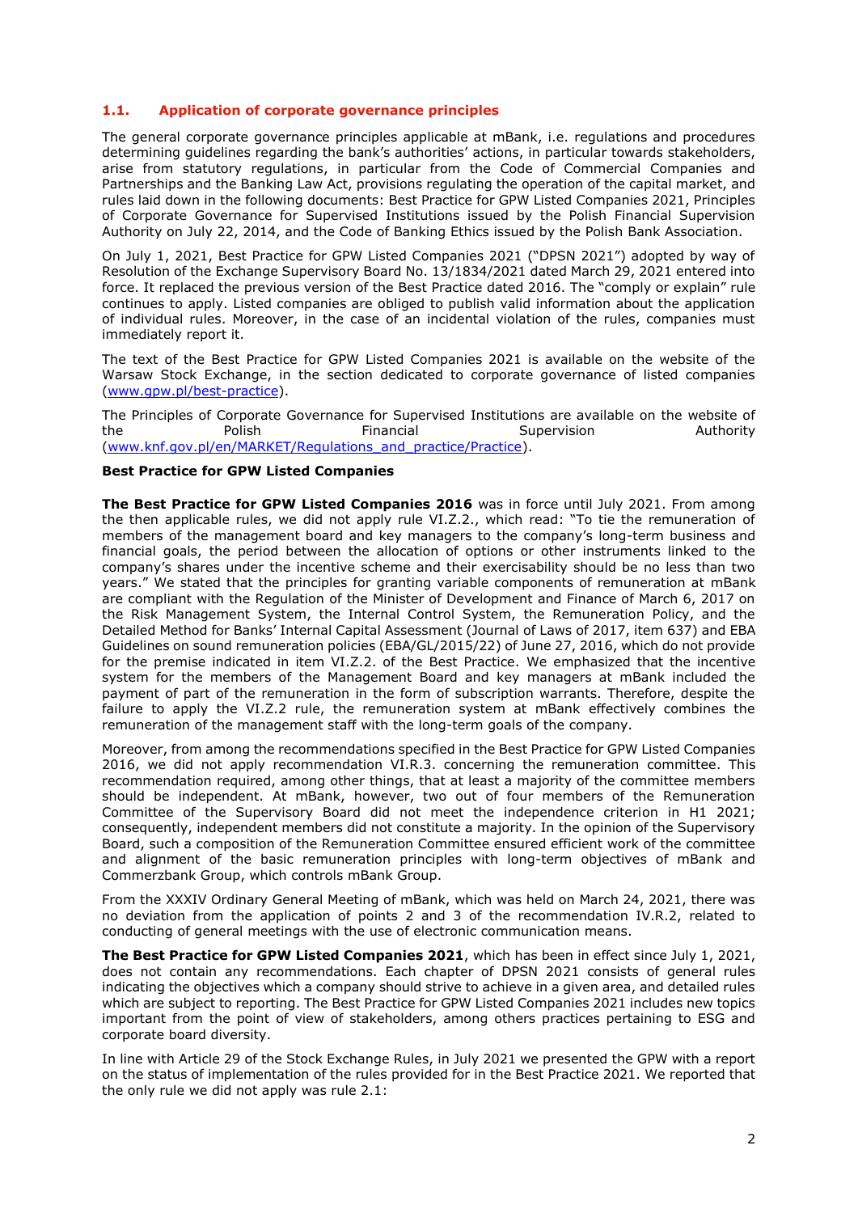### 1.1. Application of corporate governance principles

The general corporate governance principles applicable at mBank, i.e. regulations and procedures determining guidelines regarding the bank's authorities' actions, in particular towards stakeholders, arise from statutory regulations, in particular from the Code of Commercial Companies and Partnerships and the Banking Law Act, provisions regulating the operation of the capital market, and rules laid down in the following documents: Best Practice for GPW Listed Companies 2021, Principles of Corporate Governance for Supervised Institutions issued by the Polish Financial Supervision Authority on July 22, 2014, and the Code of Banking Ethics issued by the Polish Bank Association.

On July 1, 2021, Best Practice for GPW Listed Companies 2021 ("DPSN 2021") adopted by way of Resolution of the Exchange Supervisory Board No. 13/1834/2021 dated March 29, 2021 entered into force. It replaced the previous version of the Best Practice dated 2016. The "comply or explain" rule continues to apply. Listed companies are obliged to publish valid information about the application of individual rules. Moreover, in the case of an incidental violation of the rules, companies must immediately report it.

The text of the Best Practice for GPW Listed Companies 2021 is available on the website of the Warsaw Stock Exchange, in the section dedicated to corporate governance of listed companies (www.gpw.pl/best-practice).

The Principles of Corporate Governance for Supervised Institutions are available on the website of the Polish Financial Supervision Authority (www.knf.gov.pl/en/MARKET/Regulations_and_practice/Practice).

**Best Practice for GPW Listed Companies**

**The Best Practice for GPW Listed Companies 2016** was in force until July 2021. From among the then applicable rules, we did not apply rule VI.Z.2., which read: "To tie the remuneration of members of the management board and key managers to the company's long-term business and financial goals, the period between the allocation of options or other instruments linked to the company's shares under the incentive scheme and their exercisability should be no less than two years." We stated that the principles for granting variable components of remuneration at mBank are compliant with the Regulation of the Minister of Development and Finance of March 6, 2017 on the Risk Management System, the Internal Control System, the Remuneration Policy, and the Detailed Method for Banks' Internal Capital Assessment (Journal of Laws of 2017, item 637) and EBA Guidelines on sound remuneration policies (EBA/GL/2015/22) of June 27, 2016, which do not provide for the premise indicated in item VI.Z.2. of the Best Practice. We emphasized that the incentive system for the members of the Management Board and key managers at mBank included the payment of part of the remuneration in the form of subscription warrants. Therefore, despite the failure to apply the VI.Z.2 rule, the remuneration system at mBank effectively combines the remuneration of the management staff with the long-term goals of the company.

Moreover, from among the recommendations specified in the Best Practice for GPW Listed Companies 2016, we did not apply recommendation VI.R.3. concerning the remuneration committee. This recommendation required, among other things, that at least a majority of the committee members should be independent. At mBank, however, two out of four members of the Remuneration Committee of the Supervisory Board did not meet the independence criterion in H1 2021; consequently, independent members did not constitute a majority. In the opinion of the Supervisory Board, such a composition of the Remuneration Committee ensured efficient work of the committee and alignment of the basic remuneration principles with long-term objectives of mBank and Commerzbank Group, which controls mBank Group.

From the XXXIV Ordinary General Meeting of mBank, which was held on March 24, 2021, there was no deviation from the application of points 2 and 3 of the recommendation IV.R.2, related to conducting of general meetings with the use of electronic communication means.

**The Best Practice for GPW Listed Companies 2021**, which has been in effect since July 1, 2021, does not contain any recommendations. Each chapter of DPSN 2021 consists of general rules indicating the objectives which a company should strive to achieve in a given area, and detailed rules which are subject to reporting. The Best Practice for GPW Listed Companies 2021 includes new topics important from the point of view of stakeholders, among others practices pertaining to ESG and corporate board diversity.

In line with Article 29 of the Stock Exchange Rules, in July 2021 we presented the GPW with a report on the status of implementation of the rules provided for in the Best Practice 2021. We reported that the only rule we did not apply was rule 2.1: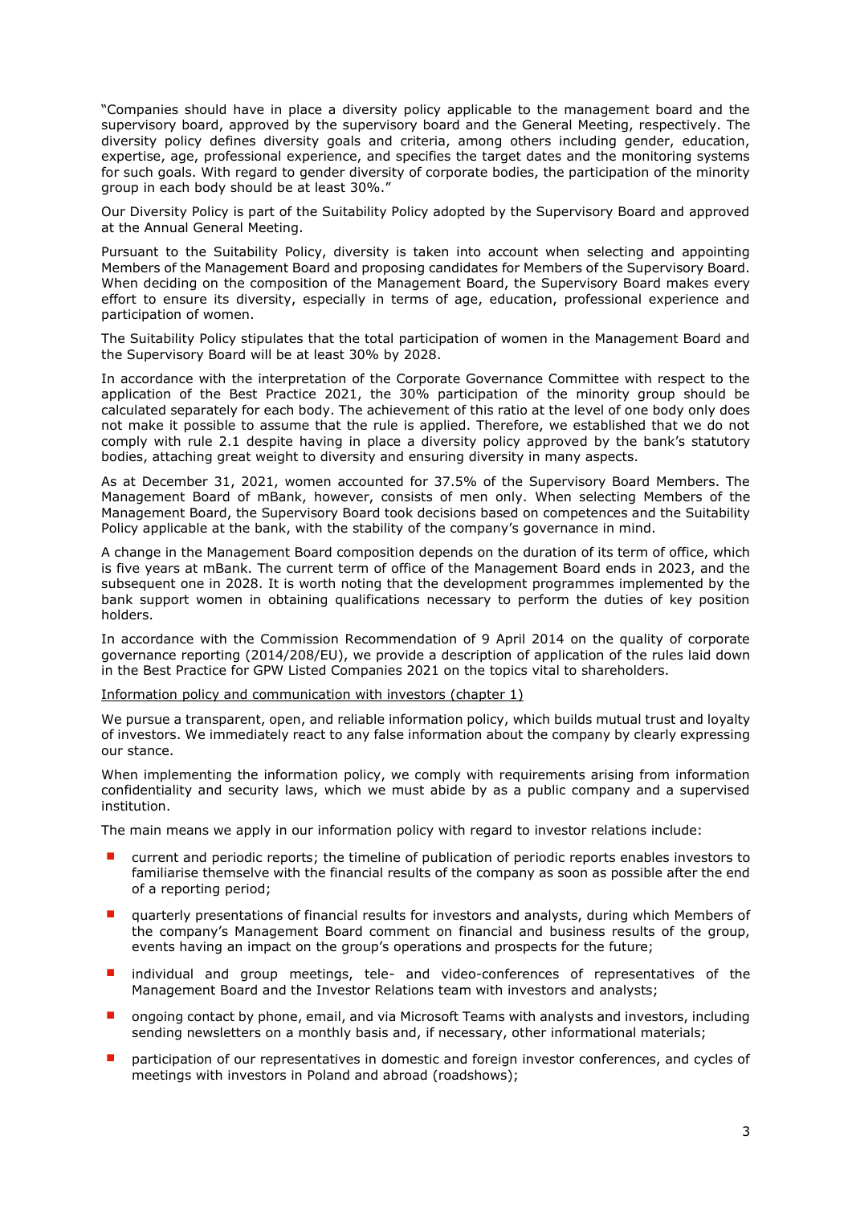"Companies should have in place a diversity policy applicable to the management board and the supervisory board, approved by the supervisory board and the General Meeting, respectively. The diversity policy defines diversity goals and criteria, among others including gender, education, expertise, age, professional experience, and specifies the target dates and the monitoring systems for such goals. With regard to gender diversity of corporate bodies, the participation of the minority group in each body should be at least 30%."

Our Diversity Policy is part of the Suitability Policy adopted by the Supervisory Board and approved at the Annual General Meeting.

Pursuant to the Suitability Policy, diversity is taken into account when selecting and appointing Members of the Management Board and proposing candidates for Members of the Supervisory Board. When deciding on the composition of the Management Board, the Supervisory Board makes every effort to ensure its diversity, especially in terms of age, education, professional experience and participation of women.

The Suitability Policy stipulates that the total participation of women in the Management Board and the Supervisory Board will be at least 30% by 2028.

In accordance with the interpretation of the Corporate Governance Committee with respect to the application of the Best Practice 2021, the 30% participation of the minority group should be calculated separately for each body. The achievement of this ratio at the level of one body only does not make it possible to assume that the rule is applied. Therefore, we established that we do not comply with rule 2.1 despite having in place a diversity policy approved by the bank's statutory bodies, attaching great weight to diversity and ensuring diversity in many aspects.

As at December 31, 2021, women accounted for 37.5% of the Supervisory Board Members. The Management Board of mBank, however, consists of men only. When selecting Members of the Management Board, the Supervisory Board took decisions based on competences and the Suitability Policy applicable at the bank, with the stability of the company's governance in mind.

A change in the Management Board composition depends on the duration of its term of office, which is five years at mBank. The current term of office of the Management Board ends in 2023, and the subsequent one in 2028. It is worth noting that the development programmes implemented by the bank support women in obtaining qualifications necessary to perform the duties of key position holders.

In accordance with the Commission Recommendation of 9 April 2014 on the quality of corporate governance reporting (2014/208/EU), we provide a description of application of the rules laid down in the Best Practice for GPW Listed Companies 2021 on the topics vital to shareholders.

Information policy and communication with investors (chapter 1)

We pursue a transparent, open, and reliable information policy, which builds mutual trust and loyalty of investors. We immediately react to any false information about the company by clearly expressing our stance.

When implementing the information policy, we comply with requirements arising from information confidentiality and security laws, which we must abide by as a public company and a supervised institution.

The main means we apply in our information policy with regard to investor relations include:

- current and periodic reports; the timeline of publication of periodic reports enables investors to familiarise themselve with the financial results of the company as soon as possible after the end of a reporting period;
- quarterly presentations of financial results for investors and analysts, during which Members of the company's Management Board comment on financial and business results of the group, events having an impact on the group's operations and prospects for the future;
- individual and group meetings, tele- and video-conferences of representatives of the Management Board and the Investor Relations team with investors and analysts;
- ongoing contact by phone, email, and via Microsoft Teams with analysts and investors, including sending newsletters on a monthly basis and, if necessary, other informational materials;
- participation of our representatives in domestic and foreign investor conferences, and cycles of meetings with investors in Poland and abroad (roadshows);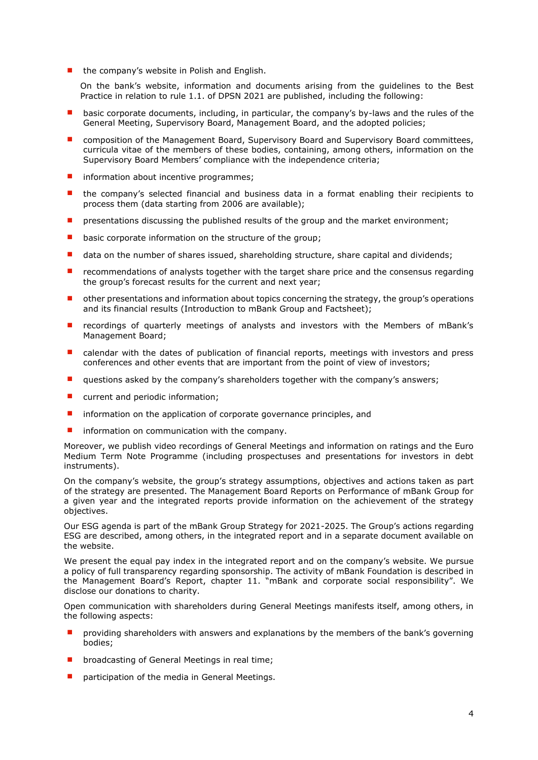- the company's website in Polish and English.

  On the bank's website, information and documents arising from the guidelines to the Best Practice in relation to rule 1.1. of DPSN 2021 are published, including the following:

- basic corporate documents, including, in particular, the company's by-laws and the rules of the General Meeting, Supervisory Board, Management Board, and the adopted policies;
- composition of the Management Board, Supervisory Board and Supervisory Board committees, curricula vitae of the members of these bodies, containing, among others, information on the Supervisory Board Members' compliance with the independence criteria;
- information about incentive programmes;
- the company's selected financial and business data in a format enabling their recipients to process them (data starting from 2006 are available);
- presentations discussing the published results of the group and the market environment;
- basic corporate information on the structure of the group;
- data on the number of shares issued, shareholding structure, share capital and dividends;
- recommendations of analysts together with the target share price and the consensus regarding the group's forecast results for the current and next year;
- other presentations and information about topics concerning the strategy, the group's operations and its financial results (Introduction to mBank Group and Factsheet);
- recordings of quarterly meetings of analysts and investors with the Members of mBank's Management Board;
- calendar with the dates of publication of financial reports, meetings with investors and press conferences and other events that are important from the point of view of investors;
- questions asked by the company's shareholders together with the company's answers;
- current and periodic information;
- information on the application of corporate governance principles, and
- information on communication with the company.

Moreover, we publish video recordings of General Meetings and information on ratings and the Euro Medium Term Note Programme (including prospectuses and presentations for investors in debt instruments).

On the company's website, the group's strategy assumptions, objectives and actions taken as part of the strategy are presented. The Management Board Reports on Performance of mBank Group for a given year and the integrated reports provide information on the achievement of the strategy objectives.

Our ESG agenda is part of the mBank Group Strategy for 2021-2025. The Group's actions regarding ESG are described, among others, in the integrated report and in a separate document available on the website.

We present the equal pay index in the integrated report and on the company's website. We pursue a policy of full transparency regarding sponsorship. The activity of mBank Foundation is described in the Management Board's Report, chapter 11. "mBank and corporate social responsibility". We disclose our donations to charity.

Open communication with shareholders during General Meetings manifests itself, among others, in the following aspects:

- providing shareholders with answers and explanations by the members of the bank's governing bodies;
- broadcasting of General Meetings in real time;
- participation of the media in General Meetings.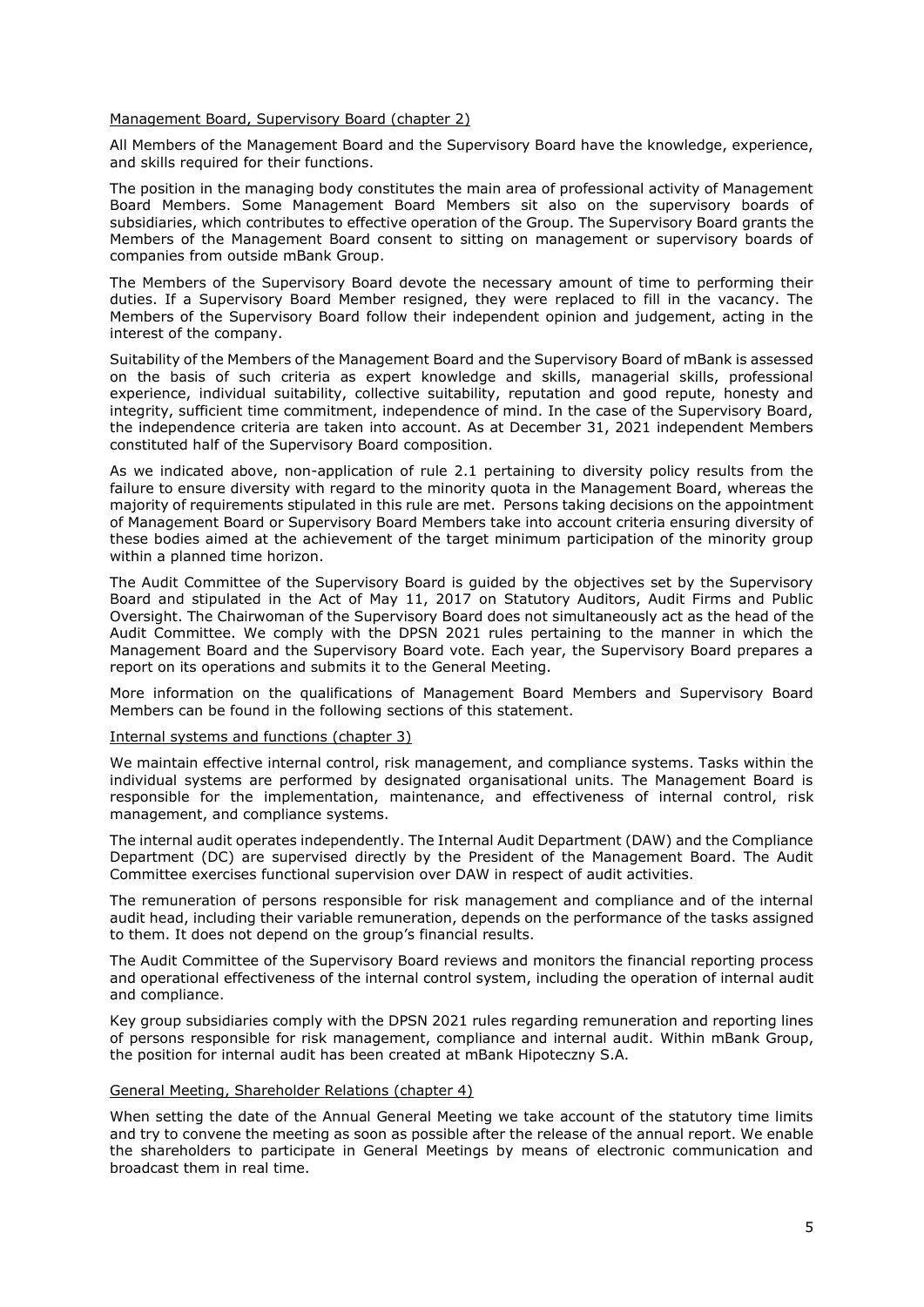Management Board, Supervisory Board (chapter 2)

All Members of the Management Board and the Supervisory Board have the knowledge, experience, and skills required for their functions.

The position in the managing body constitutes the main area of professional activity of Management Board Members. Some Management Board Members sit also on the supervisory boards of subsidiaries, which contributes to effective operation of the Group. The Supervisory Board grants the Members of the Management Board consent to sitting on management or supervisory boards of companies from outside mBank Group.

The Members of the Supervisory Board devote the necessary amount of time to performing their duties. If a Supervisory Board Member resigned, they were replaced to fill in the vacancy. The Members of the Supervisory Board follow their independent opinion and judgement, acting in the interest of the company.

Suitability of the Members of the Management Board and the Supervisory Board of mBank is assessed on the basis of such criteria as expert knowledge and skills, managerial skills, professional experience, individual suitability, collective suitability, reputation and good repute, honesty and integrity, sufficient time commitment, independence of mind. In the case of the Supervisory Board, the independence criteria are taken into account. As at December 31, 2021 independent Members constituted half of the Supervisory Board composition.

As we indicated above, non-application of rule 2.1 pertaining to diversity policy results from the failure to ensure diversity with regard to the minority quota in the Management Board, whereas the majority of requirements stipulated in this rule are met. Persons taking decisions on the appointment of Management Board or Supervisory Board Members take into account criteria ensuring diversity of these bodies aimed at the achievement of the target minimum participation of the minority group within a planned time horizon.

The Audit Committee of the Supervisory Board is guided by the objectives set by the Supervisory Board and stipulated in the Act of May 11, 2017 on Statutory Auditors, Audit Firms and Public Oversight. The Chairwoman of the Supervisory Board does not simultaneously act as the head of the Audit Committee. We comply with the DPSN 2021 rules pertaining to the manner in which the Management Board and the Supervisory Board vote. Each year, the Supervisory Board prepares a report on its operations and submits it to the General Meeting.

More information on the qualifications of Management Board Members and Supervisory Board Members can be found in the following sections of this statement.

Internal systems and functions (chapter 3)

We maintain effective internal control, risk management, and compliance systems. Tasks within the individual systems are performed by designated organisational units. The Management Board is responsible for the implementation, maintenance, and effectiveness of internal control, risk management, and compliance systems.

The internal audit operates independently. The Internal Audit Department (DAW) and the Compliance Department (DC) are supervised directly by the President of the Management Board. The Audit Committee exercises functional supervision over DAW in respect of audit activities.

The remuneration of persons responsible for risk management and compliance and of the internal audit head, including their variable remuneration, depends on the performance of the tasks assigned to them. It does not depend on the group's financial results.

The Audit Committee of the Supervisory Board reviews and monitors the financial reporting process and operational effectiveness of the internal control system, including the operation of internal audit and compliance.

Key group subsidiaries comply with the DPSN 2021 rules regarding remuneration and reporting lines of persons responsible for risk management, compliance and internal audit. Within mBank Group, the position for internal audit has been created at mBank Hipoteczny S.A.

General Meeting, Shareholder Relations (chapter 4)

When setting the date of the Annual General Meeting we take account of the statutory time limits and try to convene the meeting as soon as possible after the release of the annual report. We enable the shareholders to participate in General Meetings by means of electronic communication and broadcast them in real time.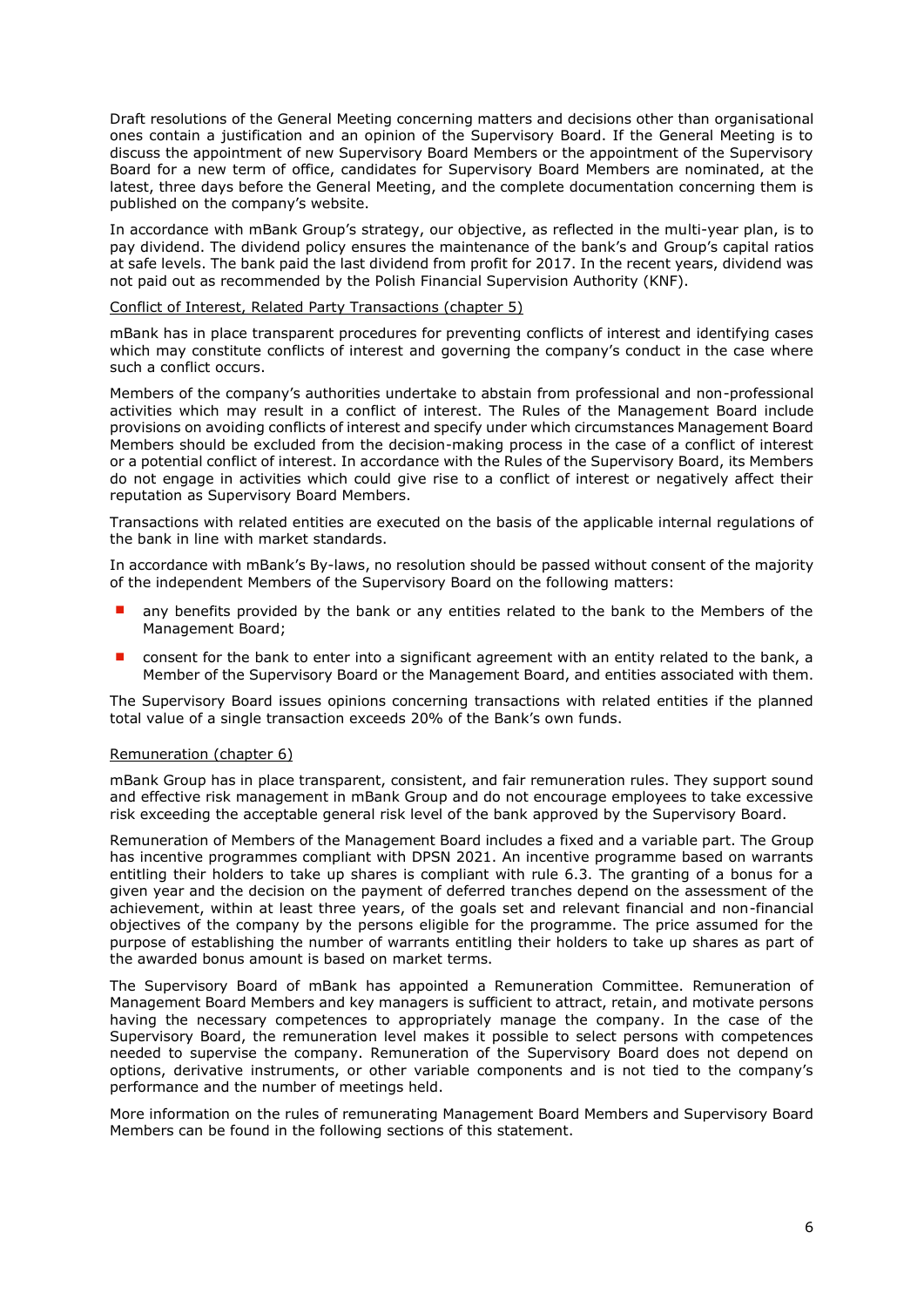Draft resolutions of the General Meeting concerning matters and decisions other than organisational ones contain a justification and an opinion of the Supervisory Board. If the General Meeting is to discuss the appointment of new Supervisory Board Members or the appointment of the Supervisory Board for a new term of office, candidates for Supervisory Board Members are nominated, at the latest, three days before the General Meeting, and the complete documentation concerning them is published on the company's website.

In accordance with mBank Group's strategy, our objective, as reflected in the multi-year plan, is to pay dividend. The dividend policy ensures the maintenance of the bank's and Group's capital ratios at safe levels. The bank paid the last dividend from profit for 2017. In the recent years, dividend was not paid out as recommended by the Polish Financial Supervision Authority (KNF).

<u>Conflict of Interest, Related Party Transactions (chapter 5)</u>

mBank has in place transparent procedures for preventing conflicts of interest and identifying cases which may constitute conflicts of interest and governing the company's conduct in the case where such a conflict occurs.

Members of the company's authorities undertake to abstain from professional and non-professional activities which may result in a conflict of interest. The Rules of the Management Board include provisions on avoiding conflicts of interest and specify under which circumstances Management Board Members should be excluded from the decision-making process in the case of a conflict of interest or a potential conflict of interest. In accordance with the Rules of the Supervisory Board, its Members do not engage in activities which could give rise to a conflict of interest or negatively affect their reputation as Supervisory Board Members.

Transactions with related entities are executed on the basis of the applicable internal regulations of the bank in line with market standards.

In accordance with mBank's By-laws, no resolution should be passed without consent of the majority of the independent Members of the Supervisory Board on the following matters:

- any benefits provided by the bank or any entities related to the bank to the Members of the Management Board;
- consent for the bank to enter into a significant agreement with an entity related to the bank, a Member of the Supervisory Board or the Management Board, and entities associated with them.

The Supervisory Board issues opinions concerning transactions with related entities if the planned total value of a single transaction exceeds 20% of the Bank's own funds.

<u>Remuneration (chapter 6)</u>

mBank Group has in place transparent, consistent, and fair remuneration rules. They support sound and effective risk management in mBank Group and do not encourage employees to take excessive risk exceeding the acceptable general risk level of the bank approved by the Supervisory Board.

Remuneration of Members of the Management Board includes a fixed and a variable part. The Group has incentive programmes compliant with DPSN 2021. An incentive programme based on warrants entitling their holders to take up shares is compliant with rule 6.3. The granting of a bonus for a given year and the decision on the payment of deferred tranches depend on the assessment of the achievement, within at least three years, of the goals set and relevant financial and non-financial objectives of the company by the persons eligible for the programme. The price assumed for the purpose of establishing the number of warrants entitling their holders to take up shares as part of the awarded bonus amount is based on market terms.

The Supervisory Board of mBank has appointed a Remuneration Committee. Remuneration of Management Board Members and key managers is sufficient to attract, retain, and motivate persons having the necessary competences to appropriately manage the company. In the case of the Supervisory Board, the remuneration level makes it possible to select persons with competences needed to supervise the company. Remuneration of the Supervisory Board does not depend on options, derivative instruments, or other variable components and is not tied to the company's performance and the number of meetings held.

More information on the rules of remunerating Management Board Members and Supervisory Board Members can be found in the following sections of this statement.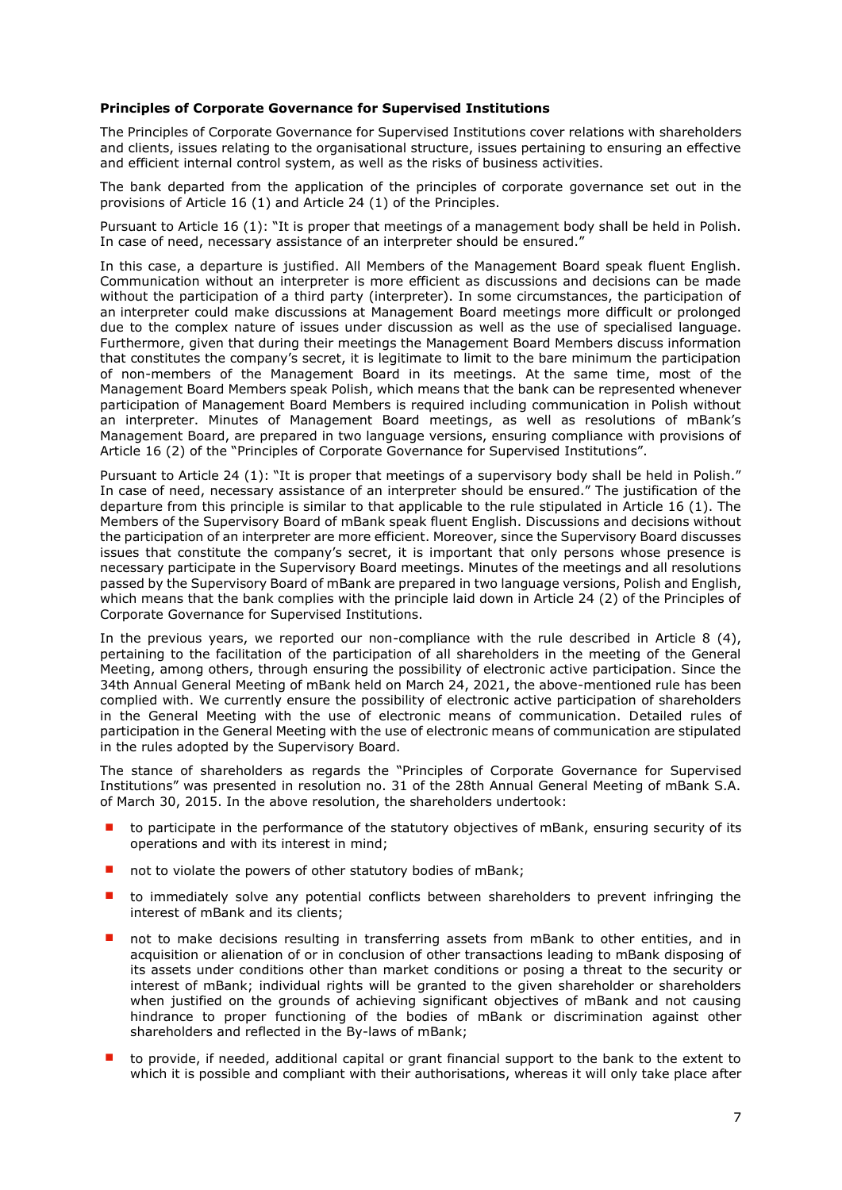**Principles of Corporate Governance for Supervised Institutions**

The Principles of Corporate Governance for Supervised Institutions cover relations with shareholders and clients, issues relating to the organisational structure, issues pertaining to ensuring an effective and efficient internal control system, as well as the risks of business activities.

The bank departed from the application of the principles of corporate governance set out in the provisions of Article 16 (1) and Article 24 (1) of the Principles.

Pursuant to Article 16 (1): "It is proper that meetings of a management body shall be held in Polish. In case of need, necessary assistance of an interpreter should be ensured."

In this case, a departure is justified. All Members of the Management Board speak fluent English. Communication without an interpreter is more efficient as discussions and decisions can be made without the participation of a third party (interpreter). In some circumstances, the participation of an interpreter could make discussions at Management Board meetings more difficult or prolonged due to the complex nature of issues under discussion as well as the use of specialised language. Furthermore, given that during their meetings the Management Board Members discuss information that constitutes the company's secret, it is legitimate to limit to the bare minimum the participation of non-members of the Management Board in its meetings. At the same time, most of the Management Board Members speak Polish, which means that the bank can be represented whenever participation of Management Board Members is required including communication in Polish without an interpreter. Minutes of Management Board meetings, as well as resolutions of mBank's Management Board, are prepared in two language versions, ensuring compliance with provisions of Article 16 (2) of the "Principles of Corporate Governance for Supervised Institutions".

Pursuant to Article 24 (1): "It is proper that meetings of a supervisory body shall be held in Polish." In case of need, necessary assistance of an interpreter should be ensured." The justification of the departure from this principle is similar to that applicable to the rule stipulated in Article 16 (1). The Members of the Supervisory Board of mBank speak fluent English. Discussions and decisions without the participation of an interpreter are more efficient. Moreover, since the Supervisory Board discusses issues that constitute the company's secret, it is important that only persons whose presence is necessary participate in the Supervisory Board meetings. Minutes of the meetings and all resolutions passed by the Supervisory Board of mBank are prepared in two language versions, Polish and English, which means that the bank complies with the principle laid down in Article 24 (2) of the Principles of Corporate Governance for Supervised Institutions.

In the previous years, we reported our non-compliance with the rule described in Article 8 (4), pertaining to the facilitation of the participation of all shareholders in the meeting of the General Meeting, among others, through ensuring the possibility of electronic active participation. Since the 34th Annual General Meeting of mBank held on March 24, 2021, the above-mentioned rule has been complied with. We currently ensure the possibility of electronic active participation of shareholders in the General Meeting with the use of electronic means of communication. Detailed rules of participation in the General Meeting with the use of electronic means of communication are stipulated in the rules adopted by the Supervisory Board.

The stance of shareholders as regards the "Principles of Corporate Governance for Supervised Institutions" was presented in resolution no. 31 of the 28th Annual General Meeting of mBank S.A. of March 30, 2015. In the above resolution, the shareholders undertook:

- to participate in the performance of the statutory objectives of mBank, ensuring security of its operations and with its interest in mind;
- not to violate the powers of other statutory bodies of mBank;
- to immediately solve any potential conflicts between shareholders to prevent infringing the interest of mBank and its clients;
- not to make decisions resulting in transferring assets from mBank to other entities, and in acquisition or alienation of or in conclusion of other transactions leading to mBank disposing of its assets under conditions other than market conditions or posing a threat to the security or interest of mBank; individual rights will be granted to the given shareholder or shareholders when justified on the grounds of achieving significant objectives of mBank and not causing hindrance to proper functioning of the bodies of mBank or discrimination against other shareholders and reflected in the By-laws of mBank;
- to provide, if needed, additional capital or grant financial support to the bank to the extent to which it is possible and compliant with their authorisations, whereas it will only take place after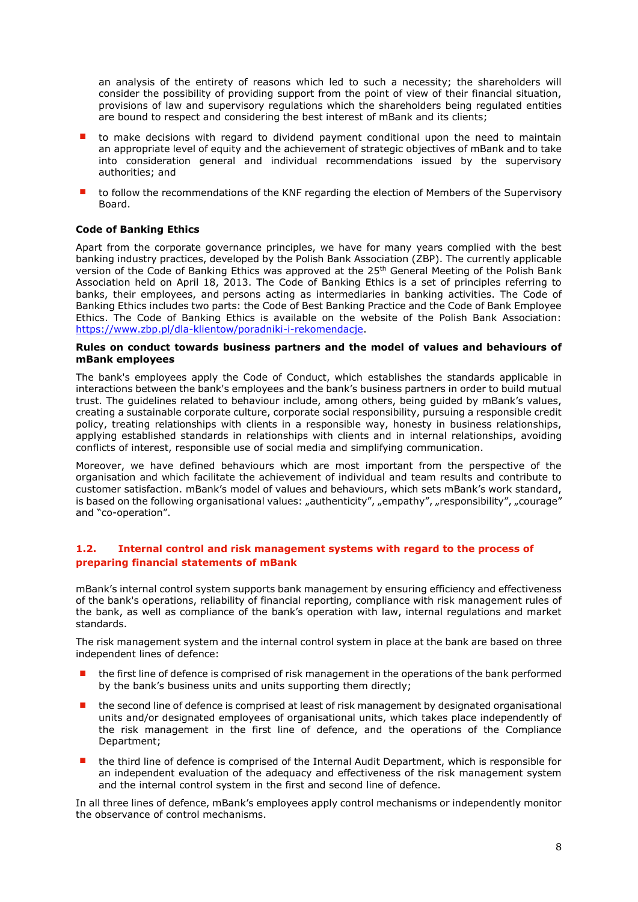an analysis of the entirety of reasons which led to such a necessity; the shareholders will consider the possibility of providing support from the point of view of their financial situation, provisions of law and supervisory regulations which the shareholders being regulated entities are bound to respect and considering the best interest of mBank and its clients;

- to make decisions with regard to dividend payment conditional upon the need to maintain an appropriate level of equity and the achievement of strategic objectives of mBank and to take into consideration general and individual recommendations issued by the supervisory authorities; and
- to follow the recommendations of the KNF regarding the election of Members of the Supervisory Board.

**Code of Banking Ethics**

Apart from the corporate governance principles, we have for many years complied with the best banking industry practices, developed by the Polish Bank Association (ZBP). The currently applicable version of the Code of Banking Ethics was approved at the 25th General Meeting of the Polish Bank Association held on April 18, 2013. The Code of Banking Ethics is a set of principles referring to banks, their employees, and persons acting as intermediaries in banking activities. The Code of Banking Ethics includes two parts: the Code of Best Banking Practice and the Code of Bank Employee Ethics. The Code of Banking Ethics is available on the website of the Polish Bank Association: https://www.zbp.pl/dla-klientow/poradniki-i-rekomendacje.

**Rules on conduct towards business partners and the model of values and behaviours of mBank employees**

The bank's employees apply the Code of Conduct, which establishes the standards applicable in interactions between the bank's employees and the bank's business partners in order to build mutual trust. The guidelines related to behaviour include, among others, being guided by mBank's values, creating a sustainable corporate culture, corporate social responsibility, pursuing a responsible credit policy, treating relationships with clients in a responsible way, honesty in business relationships, applying established standards in relationships with clients and in internal relationships, avoiding conflicts of interest, responsible use of social media and simplifying communication.

Moreover, we have defined behaviours which are most important from the perspective of the organisation and which facilitate the achievement of individual and team results and contribute to customer satisfaction. mBank's model of values and behaviours, which sets mBank's work standard, is based on the following organisational values: „authenticity", „empathy", „responsibility", „courage" and "co-operation".

## 1.2. Internal control and risk management systems with regard to the process of preparing financial statements of mBank

mBank's internal control system supports bank management by ensuring efficiency and effectiveness of the bank's operations, reliability of financial reporting, compliance with risk management rules of the bank, as well as compliance of the bank's operation with law, internal regulations and market standards.

The risk management system and the internal control system in place at the bank are based on three independent lines of defence:

- the first line of defence is comprised of risk management in the operations of the bank performed by the bank's business units and units supporting them directly;
- the second line of defence is comprised at least of risk management by designated organisational units and/or designated employees of organisational units, which takes place independently of the risk management in the first line of defence, and the operations of the Compliance Department;
- the third line of defence is comprised of the Internal Audit Department, which is responsible for an independent evaluation of the adequacy and effectiveness of the risk management system and the internal control system in the first and second line of defence.

In all three lines of defence, mBank's employees apply control mechanisms or independently monitor the observance of control mechanisms.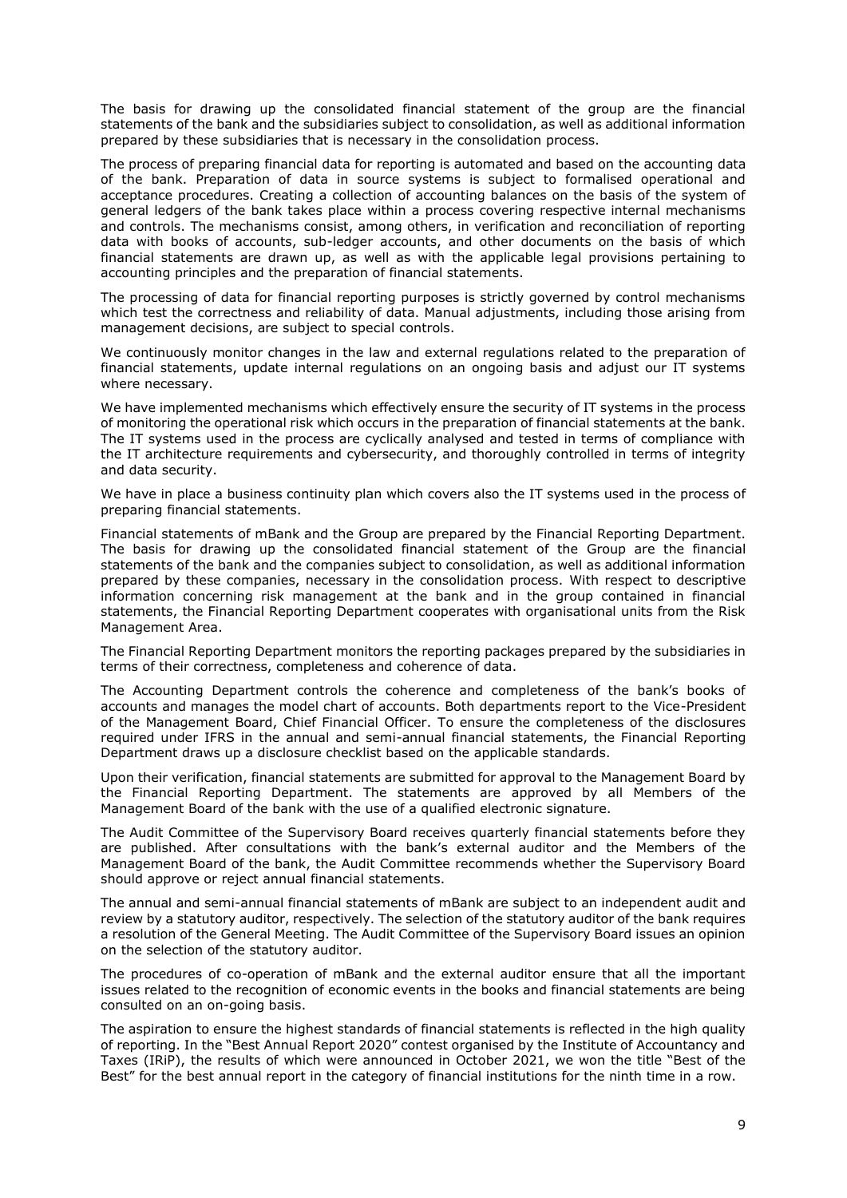The basis for drawing up the consolidated financial statement of the group are the financial statements of the bank and the subsidiaries subject to consolidation, as well as additional information prepared by these subsidiaries that is necessary in the consolidation process.

The process of preparing financial data for reporting is automated and based on the accounting data of the bank. Preparation of data in source systems is subject to formalised operational and acceptance procedures. Creating a collection of accounting balances on the basis of the system of general ledgers of the bank takes place within a process covering respective internal mechanisms and controls. The mechanisms consist, among others, in verification and reconciliation of reporting data with books of accounts, sub-ledger accounts, and other documents on the basis of which financial statements are drawn up, as well as with the applicable legal provisions pertaining to accounting principles and the preparation of financial statements.

The processing of data for financial reporting purposes is strictly governed by control mechanisms which test the correctness and reliability of data. Manual adjustments, including those arising from management decisions, are subject to special controls.

We continuously monitor changes in the law and external regulations related to the preparation of financial statements, update internal regulations on an ongoing basis and adjust our IT systems where necessary.

We have implemented mechanisms which effectively ensure the security of IT systems in the process of monitoring the operational risk which occurs in the preparation of financial statements at the bank. The IT systems used in the process are cyclically analysed and tested in terms of compliance with the IT architecture requirements and cybersecurity, and thoroughly controlled in terms of integrity and data security.

We have in place a business continuity plan which covers also the IT systems used in the process of preparing financial statements.

Financial statements of mBank and the Group are prepared by the Financial Reporting Department. The basis for drawing up the consolidated financial statement of the Group are the financial statements of the bank and the companies subject to consolidation, as well as additional information prepared by these companies, necessary in the consolidation process. With respect to descriptive information concerning risk management at the bank and in the group contained in financial statements, the Financial Reporting Department cooperates with organisational units from the Risk Management Area.

The Financial Reporting Department monitors the reporting packages prepared by the subsidiaries in terms of their correctness, completeness and coherence of data.

The Accounting Department controls the coherence and completeness of the bank's books of accounts and manages the model chart of accounts. Both departments report to the Vice-President of the Management Board, Chief Financial Officer. To ensure the completeness of the disclosures required under IFRS in the annual and semi-annual financial statements, the Financial Reporting Department draws up a disclosure checklist based on the applicable standards.

Upon their verification, financial statements are submitted for approval to the Management Board by the Financial Reporting Department. The statements are approved by all Members of the Management Board of the bank with the use of a qualified electronic signature.

The Audit Committee of the Supervisory Board receives quarterly financial statements before they are published. After consultations with the bank's external auditor and the Members of the Management Board of the bank, the Audit Committee recommends whether the Supervisory Board should approve or reject annual financial statements.

The annual and semi-annual financial statements of mBank are subject to an independent audit and review by a statutory auditor, respectively. The selection of the statutory auditor of the bank requires a resolution of the General Meeting. The Audit Committee of the Supervisory Board issues an opinion on the selection of the statutory auditor.

The procedures of co-operation of mBank and the external auditor ensure that all the important issues related to the recognition of economic events in the books and financial statements are being consulted on an on-going basis.

The aspiration to ensure the highest standards of financial statements is reflected in the high quality of reporting. In the "Best Annual Report 2020" contest organised by the Institute of Accountancy and Taxes (IRiP), the results of which were announced in October 2021, we won the title "Best of the Best" for the best annual report in the category of financial institutions for the ninth time in a row.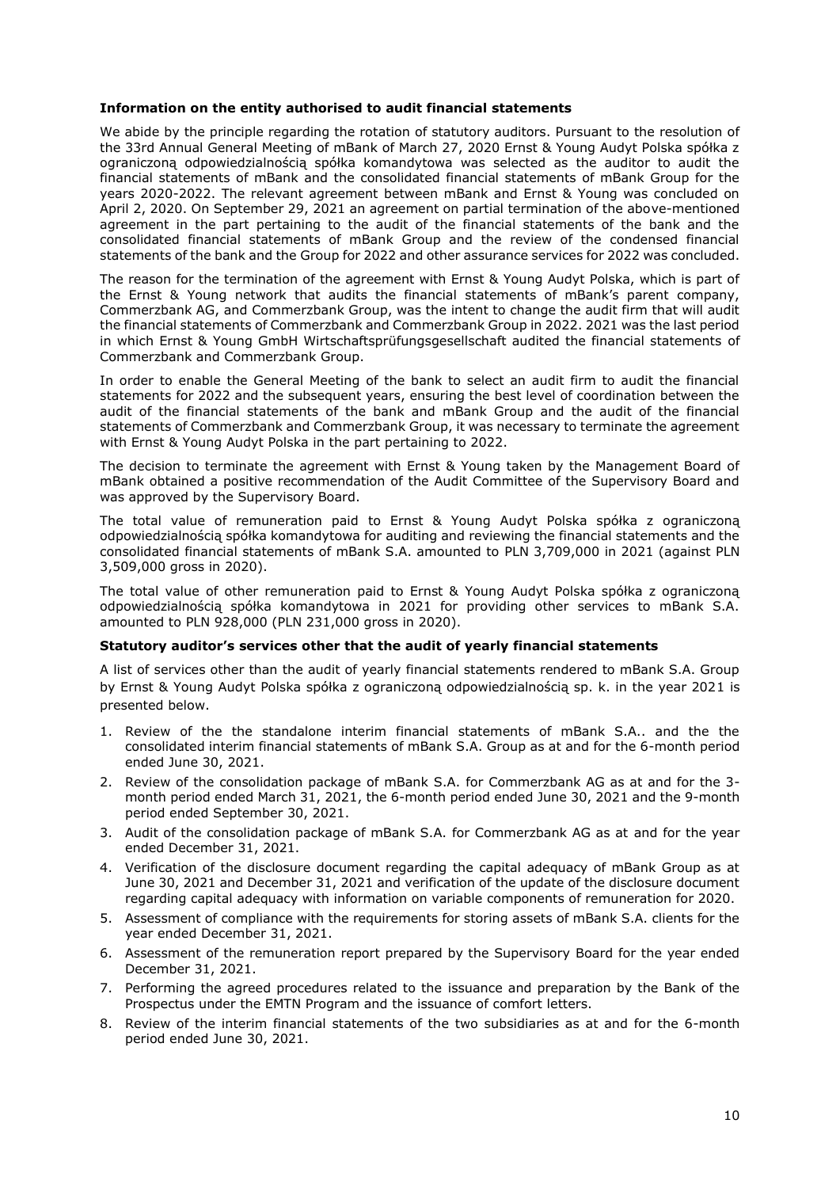**Information on the entity authorised to audit financial statements**

We abide by the principle regarding the rotation of statutory auditors. Pursuant to the resolution of the 33rd Annual General Meeting of mBank of March 27, 2020 Ernst & Young Audyt Polska spółka z ograniczoną odpowiedzialnością spółka komandytowa was selected as the auditor to audit the financial statements of mBank and the consolidated financial statements of mBank Group for the years 2020-2022. The relevant agreement between mBank and Ernst & Young was concluded on April 2, 2020. On September 29, 2021 an agreement on partial termination of the above-mentioned agreement in the part pertaining to the audit of the financial statements of the bank and the consolidated financial statements of mBank Group and the review of the condensed financial statements of the bank and the Group for 2022 and other assurance services for 2022 was concluded.

The reason for the termination of the agreement with Ernst & Young Audyt Polska, which is part of the Ernst & Young network that audits the financial statements of mBank's parent company, Commerzbank AG, and Commerzbank Group, was the intent to change the audit firm that will audit the financial statements of Commerzbank and Commerzbank Group in 2022. 2021 was the last period in which Ernst & Young GmbH Wirtschaftsprüfungsgesellschaft audited the financial statements of Commerzbank and Commerzbank Group.

In order to enable the General Meeting of the bank to select an audit firm to audit the financial statements for 2022 and the subsequent years, ensuring the best level of coordination between the audit of the financial statements of the bank and mBank Group and the audit of the financial statements of Commerzbank and Commerzbank Group, it was necessary to terminate the agreement with Ernst & Young Audyt Polska in the part pertaining to 2022.

The decision to terminate the agreement with Ernst & Young taken by the Management Board of mBank obtained a positive recommendation of the Audit Committee of the Supervisory Board and was approved by the Supervisory Board.

The total value of remuneration paid to Ernst & Young Audyt Polska spółka z ograniczoną odpowiedzialnością spółka komandytowa for auditing and reviewing the financial statements and the consolidated financial statements of mBank S.A. amounted to PLN 3,709,000 in 2021 (against PLN 3,509,000 gross in 2020).

The total value of other remuneration paid to Ernst & Young Audyt Polska spółka z ograniczoną odpowiedzialnością spółka komandytowa in 2021 for providing other services to mBank S.A. amounted to PLN 928,000 (PLN 231,000 gross in 2020).

**Statutory auditor's services other that the audit of yearly financial statements**

A list of services other than the audit of yearly financial statements rendered to mBank S.A. Group by Ernst & Young Audyt Polska spółka z ograniczoną odpowiedzialnością sp. k. in the year 2021 is presented below.

1. Review of the the standalone interim financial statements of mBank S.A.. and the the consolidated interim financial statements of mBank S.A. Group as at and for the 6-month period ended June 30, 2021.
2. Review of the consolidation package of mBank S.A. for Commerzbank AG as at and for the 3-month period ended March 31, 2021, the 6-month period ended June 30, 2021 and the 9-month period ended September 30, 2021.
3. Audit of the consolidation package of mBank S.A. for Commerzbank AG as at and for the year ended December 31, 2021.
4. Verification of the disclosure document regarding the capital adequacy of mBank Group as at June 30, 2021 and December 31, 2021 and verification of the update of the disclosure document regarding capital adequacy with information on variable components of remuneration for 2020.
5. Assessment of compliance with the requirements for storing assets of mBank S.A. clients for the year ended December 31, 2021.
6. Assessment of the remuneration report prepared by the Supervisory Board for the year ended December 31, 2021.
7. Performing the agreed procedures related to the issuance and preparation by the Bank of the Prospectus under the EMTN Program and the issuance of comfort letters.
8. Review of the interim financial statements of the two subsidiaries as at and for the 6-month period ended June 30, 2021.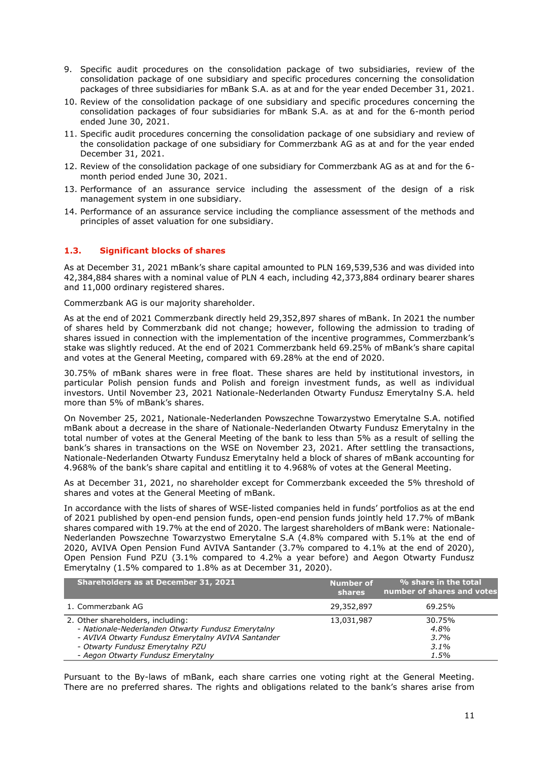9. Specific audit procedures on the consolidation package of two subsidiaries, review of the consolidation package of one subsidiary and specific procedures concerning the consolidation packages of three subsidiaries for mBank S.A. as at and for the year ended December 31, 2021.
10. Review of the consolidation package of one subsidiary and specific procedures concerning the consolidation packages of four subsidiaries for mBank S.A. as at and for the 6-month period ended June 30, 2021.
11. Specific audit procedures concerning the consolidation package of one subsidiary and review of the consolidation package of one subsidiary for Commerzbank AG as at and for the year ended December 31, 2021.
12. Review of the consolidation package of one subsidiary for Commerzbank AG as at and for the 6-month period ended June 30, 2021.
13. Performance of an assurance service including the assessment of the design of a risk management system in one subsidiary.
14. Performance of an assurance service including the compliance assessment of the methods and principles of asset valuation for one subsidiary.

### 1.3. Significant blocks of shares

As at December 31, 2021 mBank's share capital amounted to PLN 169,539,536 and was divided into 42,384,884 shares with a nominal value of PLN 4 each, including 42,373,884 ordinary bearer shares and 11,000 ordinary registered shares.

Commerzbank AG is our majority shareholder.

As at the end of 2021 Commerzbank directly held 29,352,897 shares of mBank. In 2021 the number of shares held by Commerzbank did not change; however, following the admission to trading of shares issued in connection with the implementation of the incentive programmes, Commerzbank's stake was slightly reduced. At the end of 2021 Commerzbank held 69.25% of mBank's share capital and votes at the General Meeting, compared with 69.28% at the end of 2020.

30.75% of mBank shares were in free float. These shares are held by institutional investors, in particular Polish pension funds and Polish and foreign investment funds, as well as individual investors. Until November 23, 2021 Nationale-Nederlanden Otwarty Fundusz Emerytalny S.A. held more than 5% of mBank's shares.

On November 25, 2021, Nationale-Nederlanden Powszechne Towarzystwo Emerytalne S.A. notified mBank about a decrease in the share of Nationale-Nederlanden Otwarty Fundusz Emerytalny in the total number of votes at the General Meeting of the bank to less than 5% as a result of selling the bank's shares in transactions on the WSE on November 23, 2021. After settling the transactions, Nationale-Nederlanden Otwarty Fundusz Emerytalny held a block of shares of mBank accounting for 4.968% of the bank's share capital and entitling it to 4.968% of votes at the General Meeting.

As at December 31, 2021, no shareholder except for Commerzbank exceeded the 5% threshold of shares and votes at the General Meeting of mBank.

In accordance with the lists of shares of WSE-listed companies held in funds' portfolios as at the end of 2021 published by open-end pension funds, open-end pension funds jointly held 17.7% of mBank shares compared with 19.7% at the end of 2020. The largest shareholders of mBank were: Nationale-Nederlanden Powszechne Towarzystwo Emerytalne S.A (4.8% compared with 5.1% at the end of 2020, AVIVA Open Pension Fund AVIVA Santander (3.7% compared to 4.1% at the end of 2020), Open Pension Fund PZU (3.1% compared to 4.2% a year before) and Aegon Otwarty Fundusz Emerytalny (1.5% compared to 1.8% as at December 31, 2020).

| Shareholders as at December 31, 2021 | Number of shares | % share in the total number of shares and votes |
|---|---|---|
| 1. Commerzbank AG | 29,352,897 | 69.25% |
| 2. Other shareholders, including: | 13,031,987 | 30.75% |
| - *Nationale-Nederlanden Otwarty Fundusz Emerytalny* | | *4.8%* |
| - *AVIVA Otwarty Fundusz Emerytalny AVIVA Santander* | | *3.7%* |
| - *Otwarty Fundusz Emerytalny PZU* | | *3.1%* |
| - *Aegon Otwarty Fundusz Emerytalny* | | *1.5%* |

Pursuant to the By-laws of mBank, each share carries one voting right at the General Meeting. There are no preferred shares. The rights and obligations related to the bank's shares arise from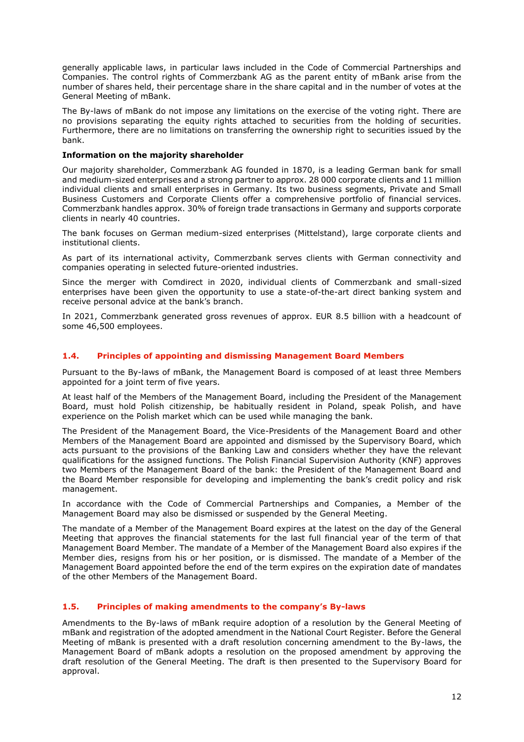generally applicable laws, in particular laws included in the Code of Commercial Partnerships and Companies. The control rights of Commerzbank AG as the parent entity of mBank arise from the number of shares held, their percentage share in the share capital and in the number of votes at the General Meeting of mBank.

The By-laws of mBank do not impose any limitations on the exercise of the voting right. There are no provisions separating the equity rights attached to securities from the holding of securities. Furthermore, there are no limitations on transferring the ownership right to securities issued by the bank.

**Information on the majority shareholder**

Our majority shareholder, Commerzbank AG founded in 1870, is a leading German bank for small and medium-sized enterprises and a strong partner to approx. 28 000 corporate clients and 11 million individual clients and small enterprises in Germany. Its two business segments, Private and Small Business Customers and Corporate Clients offer a comprehensive portfolio of financial services. Commerzbank handles approx. 30% of foreign trade transactions in Germany and supports corporate clients in nearly 40 countries.

The bank focuses on German medium-sized enterprises (Mittelstand), large corporate clients and institutional clients.

As part of its international activity, Commerzbank serves clients with German connectivity and companies operating in selected future-oriented industries.

Since the merger with Comdirect in 2020, individual clients of Commerzbank and small-sized enterprises have been given the opportunity to use a state-of-the-art direct banking system and receive personal advice at the bank's branch.

In 2021, Commerzbank generated gross revenues of approx. EUR 8.5 billion with a headcount of some 46,500 employees.

## 1.4. Principles of appointing and dismissing Management Board Members

Pursuant to the By-laws of mBank, the Management Board is composed of at least three Members appointed for a joint term of five years.

At least half of the Members of the Management Board, including the President of the Management Board, must hold Polish citizenship, be habitually resident in Poland, speak Polish, and have experience on the Polish market which can be used while managing the bank.

The President of the Management Board, the Vice-Presidents of the Management Board and other Members of the Management Board are appointed and dismissed by the Supervisory Board, which acts pursuant to the provisions of the Banking Law and considers whether they have the relevant qualifications for the assigned functions. The Polish Financial Supervision Authority (KNF) approves two Members of the Management Board of the bank: the President of the Management Board and the Board Member responsible for developing and implementing the bank's credit policy and risk management.

In accordance with the Code of Commercial Partnerships and Companies, a Member of the Management Board may also be dismissed or suspended by the General Meeting.

The mandate of a Member of the Management Board expires at the latest on the day of the General Meeting that approves the financial statements for the last full financial year of the term of that Management Board Member. The mandate of a Member of the Management Board also expires if the Member dies, resigns from his or her position, or is dismissed. The mandate of a Member of the Management Board appointed before the end of the term expires on the expiration date of mandates of the other Members of the Management Board.

## 1.5. Principles of making amendments to the company's By-laws

Amendments to the By-laws of mBank require adoption of a resolution by the General Meeting of mBank and registration of the adopted amendment in the National Court Register. Before the General Meeting of mBank is presented with a draft resolution concerning amendment to the By-laws, the Management Board of mBank adopts a resolution on the proposed amendment by approving the draft resolution of the General Meeting. The draft is then presented to the Supervisory Board for approval.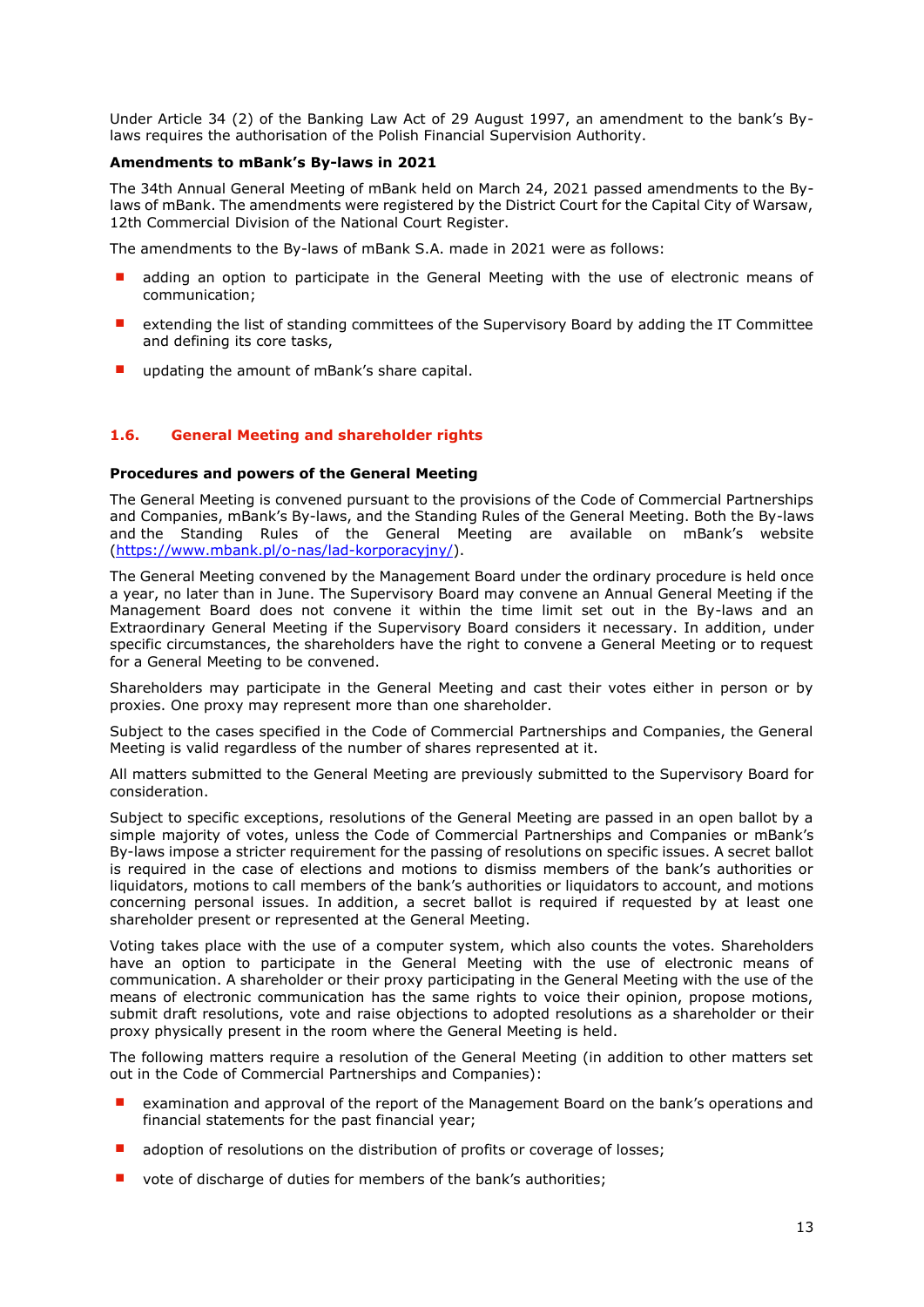Under Article 34 (2) of the Banking Law Act of 29 August 1997, an amendment to the bank's By-laws requires the authorisation of the Polish Financial Supervision Authority.

**Amendments to mBank's By-laws in 2021**

The 34th Annual General Meeting of mBank held on March 24, 2021 passed amendments to the By-laws of mBank. The amendments were registered by the District Court for the Capital City of Warsaw, 12th Commercial Division of the National Court Register.

The amendments to the By-laws of mBank S.A. made in 2021 were as follows:

- adding an option to participate in the General Meeting with the use of electronic means of communication;
- extending the list of standing committees of the Supervisory Board by adding the IT Committee and defining its core tasks,
- updating the amount of mBank's share capital.

## 1.6. General Meeting and shareholder rights

**Procedures and powers of the General Meeting**

The General Meeting is convened pursuant to the provisions of the Code of Commercial Partnerships and Companies, mBank's By-laws, and the Standing Rules of the General Meeting. Both the By-laws and the Standing Rules of the General Meeting are available on mBank's website (https://www.mbank.pl/o-nas/lad-korporacyjny/).

The General Meeting convened by the Management Board under the ordinary procedure is held once a year, no later than in June. The Supervisory Board may convene an Annual General Meeting if the Management Board does not convene it within the time limit set out in the By-laws and an Extraordinary General Meeting if the Supervisory Board considers it necessary. In addition, under specific circumstances, the shareholders have the right to convene a General Meeting or to request for a General Meeting to be convened.

Shareholders may participate in the General Meeting and cast their votes either in person or by proxies. One proxy may represent more than one shareholder.

Subject to the cases specified in the Code of Commercial Partnerships and Companies, the General Meeting is valid regardless of the number of shares represented at it.

All matters submitted to the General Meeting are previously submitted to the Supervisory Board for consideration.

Subject to specific exceptions, resolutions of the General Meeting are passed in an open ballot by a simple majority of votes, unless the Code of Commercial Partnerships and Companies or mBank's By-laws impose a stricter requirement for the passing of resolutions on specific issues. A secret ballot is required in the case of elections and motions to dismiss members of the bank's authorities or liquidators, motions to call members of the bank's authorities or liquidators to account, and motions concerning personal issues. In addition, a secret ballot is required if requested by at least one shareholder present or represented at the General Meeting.

Voting takes place with the use of a computer system, which also counts the votes. Shareholders have an option to participate in the General Meeting with the use of electronic means of communication. A shareholder or their proxy participating in the General Meeting with the use of the means of electronic communication has the same rights to voice their opinion, propose motions, submit draft resolutions, vote and raise objections to adopted resolutions as a shareholder or their proxy physically present in the room where the General Meeting is held.

The following matters require a resolution of the General Meeting (in addition to other matters set out in the Code of Commercial Partnerships and Companies):

- examination and approval of the report of the Management Board on the bank's operations and financial statements for the past financial year;
- adoption of resolutions on the distribution of profits or coverage of losses;
- vote of discharge of duties for members of the bank's authorities;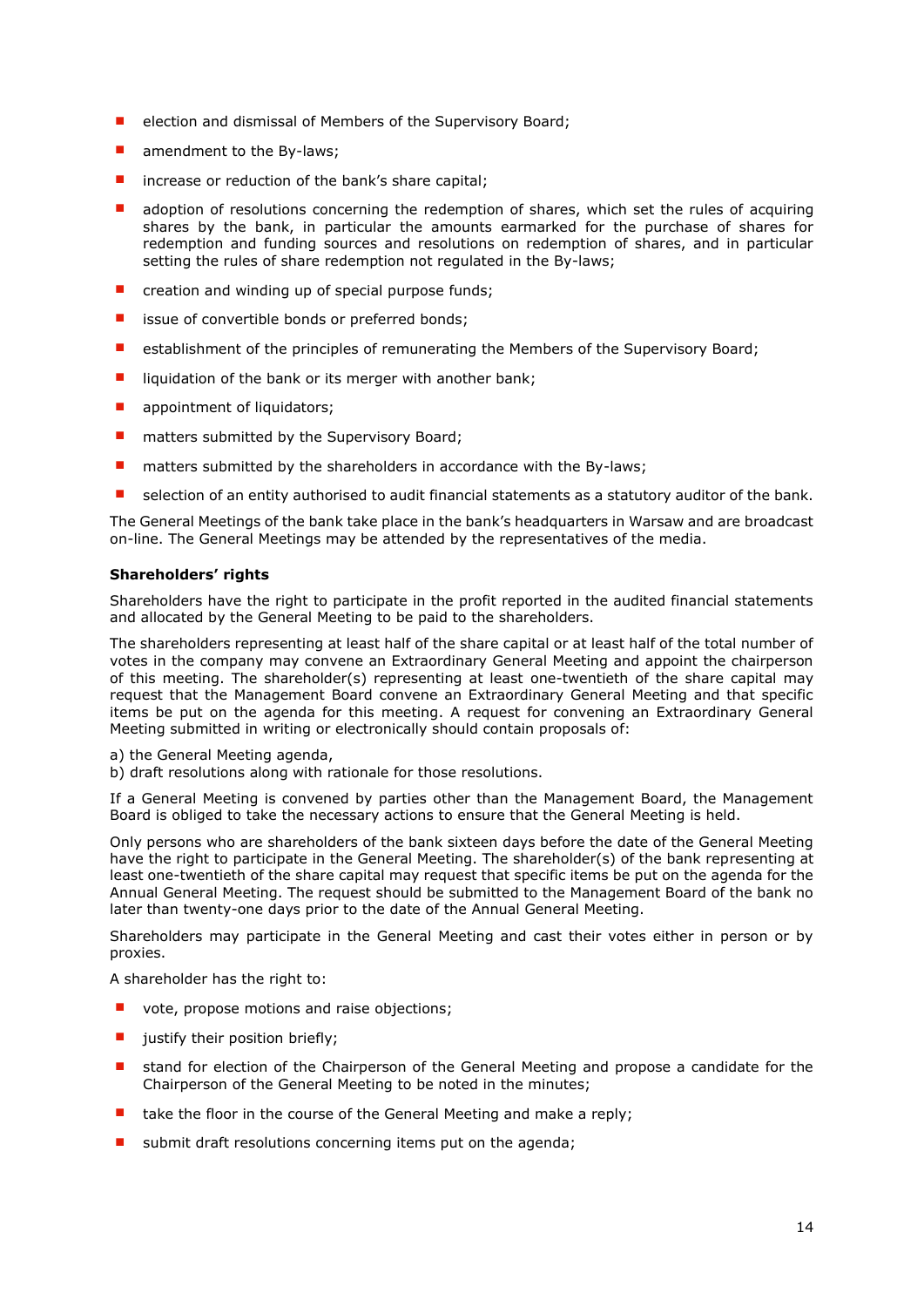- election and dismissal of Members of the Supervisory Board;
- amendment to the By-laws;
- increase or reduction of the bank's share capital;
- adoption of resolutions concerning the redemption of shares, which set the rules of acquiring shares by the bank, in particular the amounts earmarked for the purchase of shares for redemption and funding sources and resolutions on redemption of shares, and in particular setting the rules of share redemption not regulated in the By-laws;
- creation and winding up of special purpose funds;
- issue of convertible bonds or preferred bonds;
- establishment of the principles of remunerating the Members of the Supervisory Board;
- liquidation of the bank or its merger with another bank;
- appointment of liquidators;
- matters submitted by the Supervisory Board;
- matters submitted by the shareholders in accordance with the By-laws;
- selection of an entity authorised to audit financial statements as a statutory auditor of the bank.

The General Meetings of the bank take place in the bank's headquarters in Warsaw and are broadcast on-line. The General Meetings may be attended by the representatives of the media.

**Shareholders' rights**

Shareholders have the right to participate in the profit reported in the audited financial statements and allocated by the General Meeting to be paid to the shareholders.

The shareholders representing at least half of the share capital or at least half of the total number of votes in the company may convene an Extraordinary General Meeting and appoint the chairperson of this meeting. The shareholder(s) representing at least one-twentieth of the share capital may request that the Management Board convene an Extraordinary General Meeting and that specific items be put on the agenda for this meeting. A request for convening an Extraordinary General Meeting submitted in writing or electronically should contain proposals of:

a) the General Meeting agenda,
b) draft resolutions along with rationale for those resolutions.

If a General Meeting is convened by parties other than the Management Board, the Management Board is obliged to take the necessary actions to ensure that the General Meeting is held.

Only persons who are shareholders of the bank sixteen days before the date of the General Meeting have the right to participate in the General Meeting. The shareholder(s) of the bank representing at least one-twentieth of the share capital may request that specific items be put on the agenda for the Annual General Meeting. The request should be submitted to the Management Board of the bank no later than twenty-one days prior to the date of the Annual General Meeting.

Shareholders may participate in the General Meeting and cast their votes either in person or by proxies.

A shareholder has the right to:

- vote, propose motions and raise objections;
- justify their position briefly;
- stand for election of the Chairperson of the General Meeting and propose a candidate for the Chairperson of the General Meeting to be noted in the minutes;
- take the floor in the course of the General Meeting and make a reply;
- submit draft resolutions concerning items put on the agenda;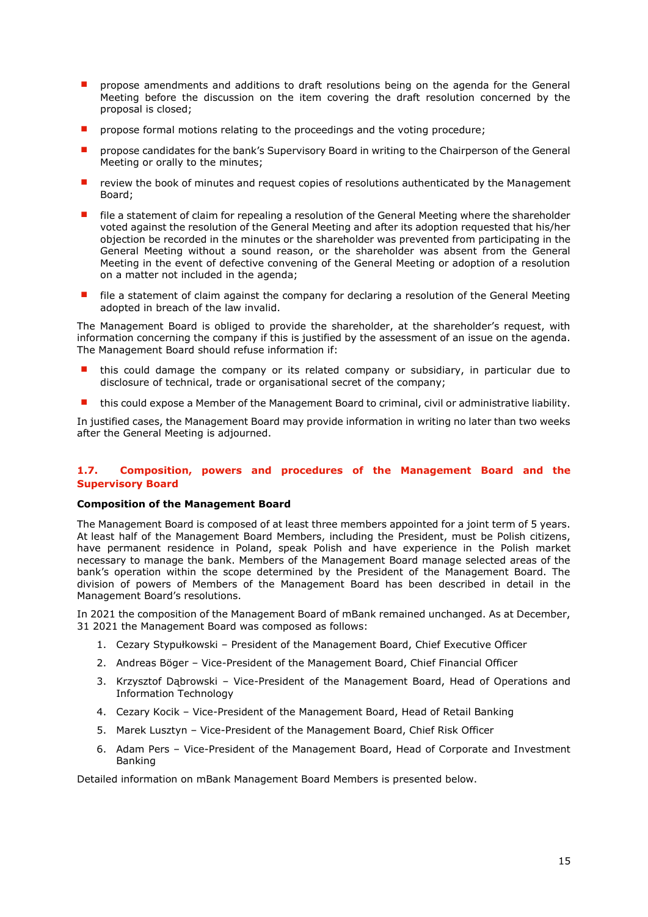- propose amendments and additions to draft resolutions being on the agenda for the General Meeting before the discussion on the item covering the draft resolution concerned by the proposal is closed;
- propose formal motions relating to the proceedings and the voting procedure;
- propose candidates for the bank's Supervisory Board in writing to the Chairperson of the General Meeting or orally to the minutes;
- review the book of minutes and request copies of resolutions authenticated by the Management Board;
- file a statement of claim for repealing a resolution of the General Meeting where the shareholder voted against the resolution of the General Meeting and after its adoption requested that his/her objection be recorded in the minutes or the shareholder was prevented from participating in the General Meeting without a sound reason, or the shareholder was absent from the General Meeting in the event of defective convening of the General Meeting or adoption of a resolution on a matter not included in the agenda;
- file a statement of claim against the company for declaring a resolution of the General Meeting adopted in breach of the law invalid.

The Management Board is obliged to provide the shareholder, at the shareholder's request, with information concerning the company if this is justified by the assessment of an issue on the agenda. The Management Board should refuse information if:

- this could damage the company or its related company or subsidiary, in particular due to disclosure of technical, trade or organisational secret of the company;
- this could expose a Member of the Management Board to criminal, civil or administrative liability.

In justified cases, the Management Board may provide information in writing no later than two weeks after the General Meeting is adjourned.

## 1.7. Composition, powers and procedures of the Management Board and the Supervisory Board

**Composition of the Management Board**

The Management Board is composed of at least three members appointed for a joint term of 5 years. At least half of the Management Board Members, including the President, must be Polish citizens, have permanent residence in Poland, speak Polish and have experience in the Polish market necessary to manage the bank. Members of the Management Board manage selected areas of the bank's operation within the scope determined by the President of the Management Board. The division of powers of Members of the Management Board has been described in detail in the Management Board's resolutions.

In 2021 the composition of the Management Board of mBank remained unchanged. As at December, 31 2021 the Management Board was composed as follows:

1. Cezary Stypułkowski – President of the Management Board, Chief Executive Officer
2. Andreas Böger – Vice-President of the Management Board, Chief Financial Officer
3. Krzysztof Dąbrowski – Vice-President of the Management Board, Head of Operations and Information Technology
4. Cezary Kocik – Vice-President of the Management Board, Head of Retail Banking
5. Marek Lusztyn – Vice-President of the Management Board, Chief Risk Officer
6. Adam Pers – Vice-President of the Management Board, Head of Corporate and Investment Banking

Detailed information on mBank Management Board Members is presented below.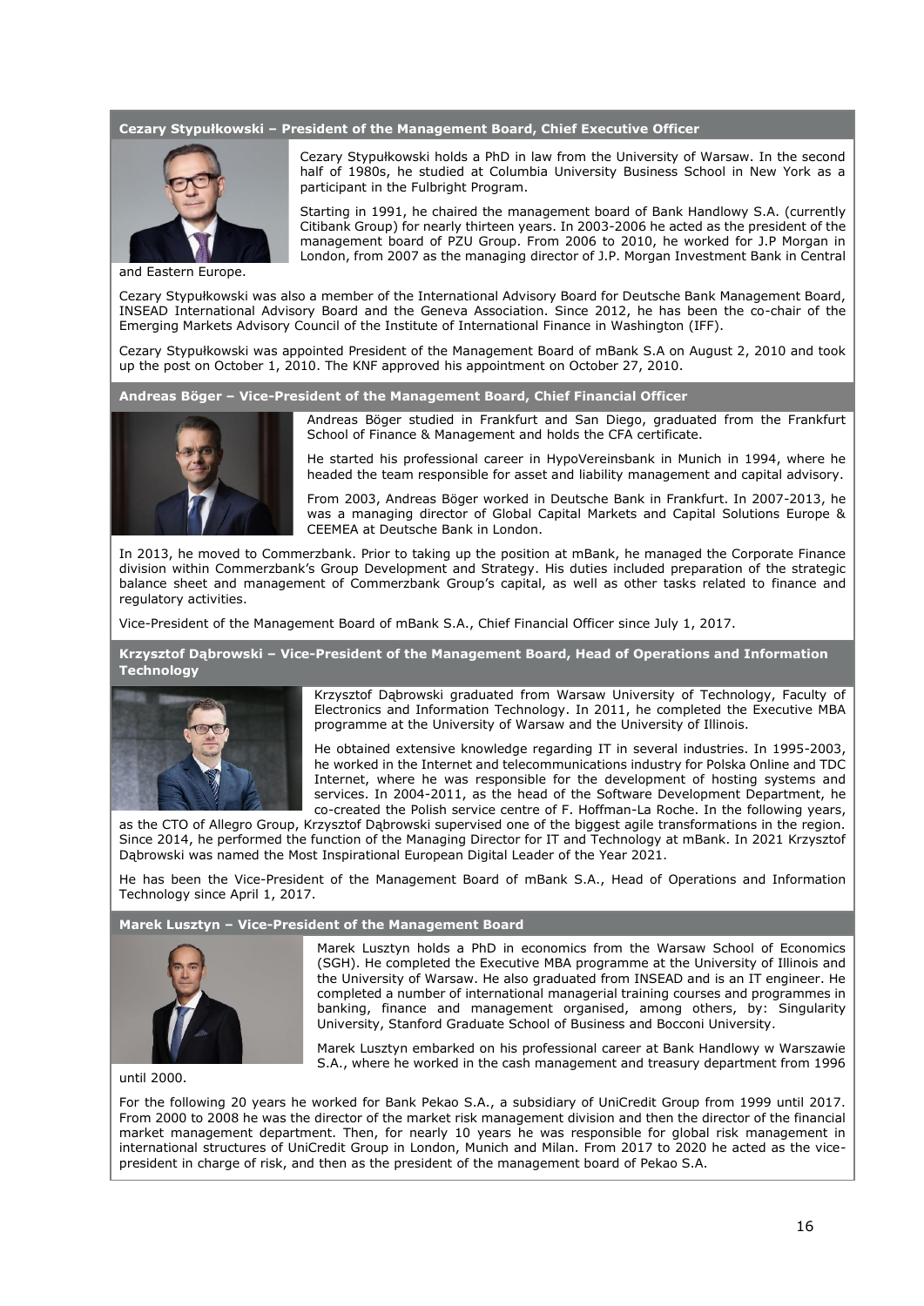### Cezary Stypułkowski – President of the Management Board, Chief Executive Officer

Cezary Stypułkowski holds a PhD in law from the University of Warsaw. In the second half of 1980s, he studied at Columbia University Business School in New York as a participant in the Fulbright Program.

Starting in 1991, he chaired the management board of Bank Handlowy S.A. (currently Citibank Group) for nearly thirteen years. In 2003-2006 he acted as the president of the management board of PZU Group. From 2006 to 2010, he worked for J.P Morgan in London, from 2007 as the managing director of J.P. Morgan Investment Bank in Central and Eastern Europe.

Cezary Stypułkowski was also a member of the International Advisory Board for Deutsche Bank Management Board, INSEAD International Advisory Board and the Geneva Association. Since 2012, he has been the co-chair of the Emerging Markets Advisory Council of the Institute of International Finance in Washington (IFF).

Cezary Stypułkowski was appointed President of the Management Board of mBank S.A on August 2, 2010 and took up the post on October 1, 2010. The KNF approved his appointment on October 27, 2010.

### Andreas Böger – Vice-President of the Management Board, Chief Financial Officer

Andreas Böger studied in Frankfurt and San Diego, graduated from the Frankfurt School of Finance & Management and holds the CFA certificate.

He started his professional career in HypoVereinsbank in Munich in 1994, where he headed the team responsible for asset and liability management and capital advisory.

From 2003, Andreas Böger worked in Deutsche Bank in Frankfurt. In 2007-2013, he was a managing director of Global Capital Markets and Capital Solutions Europe & CEEMEA at Deutsche Bank in London.

In 2013, he moved to Commerzbank. Prior to taking up the position at mBank, he managed the Corporate Finance division within Commerzbank's Group Development and Strategy. His duties included preparation of the strategic balance sheet and management of Commerzbank Group's capital, as well as other tasks related to finance and regulatory activities.

Vice-President of the Management Board of mBank S.A., Chief Financial Officer since July 1, 2017.

### Krzysztof Dąbrowski – Vice-President of the Management Board, Head of Operations and Information Technology

Krzysztof Dąbrowski graduated from Warsaw University of Technology, Faculty of Electronics and Information Technology. In 2011, he completed the Executive MBA programme at the University of Warsaw and the University of Illinois.

He obtained extensive knowledge regarding IT in several industries. In 1995-2003, he worked in the Internet and telecommunications industry for Polska Online and TDC Internet, where he was responsible for the development of hosting systems and services. In 2004-2011, as the head of the Software Development Department, he co-created the Polish service centre of F. Hoffman-La Roche. In the following years, as the CTO of Allegro Group, Krzysztof Dąbrowski supervised one of the biggest agile transformations in the region. Since 2014, he performed the function of the Managing Director for IT and Technology at mBank. In 2021 Krzysztof Dąbrowski was named the Most Inspirational European Digital Leader of the Year 2021.

He has been the Vice-President of the Management Board of mBank S.A., Head of Operations and Information Technology since April 1, 2017.

### Marek Lusztyn – Vice-President of the Management Board

Marek Lusztyn holds a PhD in economics from the Warsaw School of Economics (SGH). He completed the Executive MBA programme at the University of Illinois and the University of Warsaw. He also graduated from INSEAD and is an IT engineer. He completed a number of international managerial training courses and programmes in banking, finance and management organised, among others, by: Singularity University, Stanford Graduate School of Business and Bocconi University.

Marek Lusztyn embarked on his professional career at Bank Handlowy w Warszawie S.A., where he worked in the cash management and treasury department from 1996 until 2000.

For the following 20 years he worked for Bank Pekao S.A., a subsidiary of UniCredit Group from 1999 until 2017. From 2000 to 2008 he was the director of the market risk management division and then the director of the financial market management department. Then, for nearly 10 years he was responsible for global risk management in international structures of UniCredit Group in London, Munich and Milan. From 2017 to 2020 he acted as the vice-president in charge of risk, and then as the president of the management board of Pekao S.A.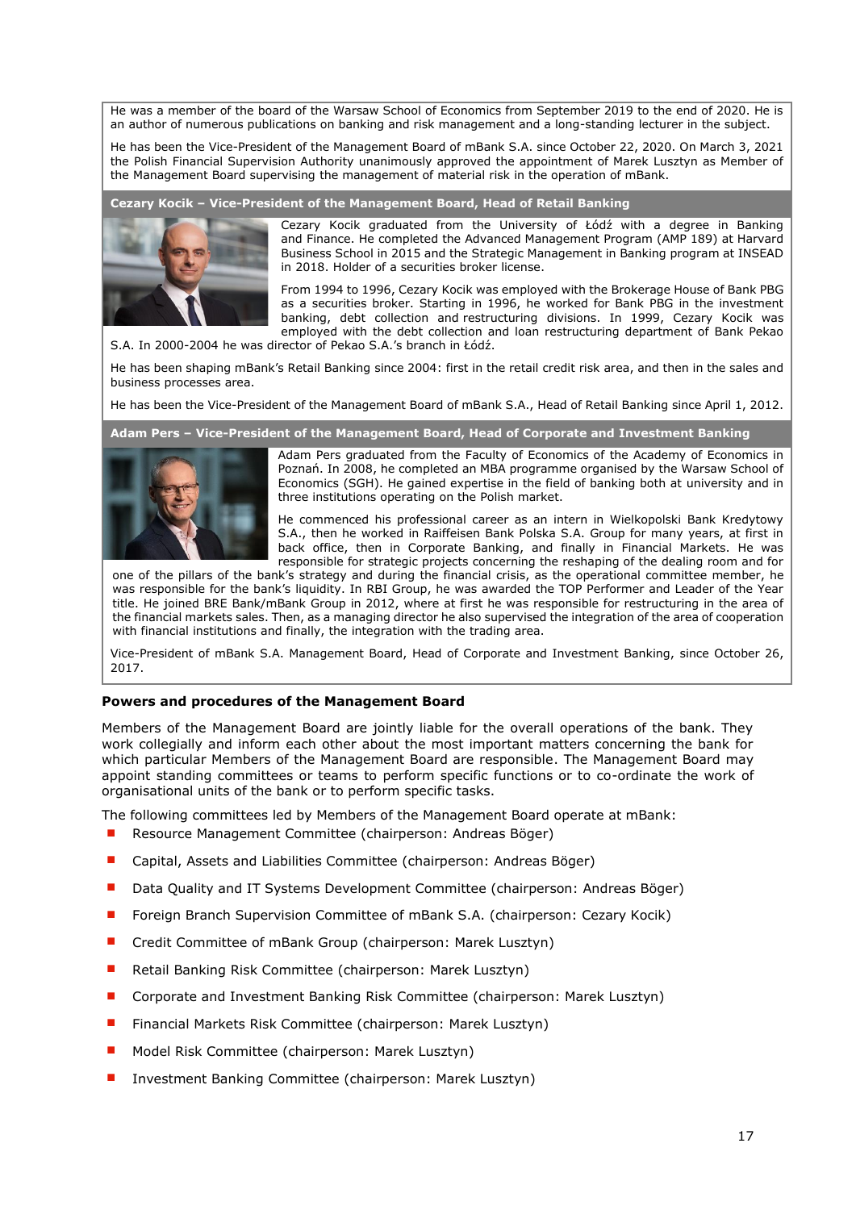He was a member of the board of the Warsaw School of Economics from September 2019 to the end of 2020. He is an author of numerous publications on banking and risk management and a long-standing lecturer in the subject.

He has been the Vice-President of the Management Board of mBank S.A. since October 22, 2020. On March 3, 2021 the Polish Financial Supervision Authority unanimously approved the appointment of Marek Lusztyn as Member of the Management Board supervising the management of material risk in the operation of mBank.

**Cezary Kocik – Vice-President of the Management Board, Head of Retail Banking**

Cezary Kocik graduated from the University of Łódź with a degree in Banking and Finance. He completed the Advanced Management Program (AMP 189) at Harvard Business School in 2015 and the Strategic Management in Banking program at INSEAD in 2018. Holder of a securities broker license.

From 1994 to 1996, Cezary Kocik was employed with the Brokerage House of Bank PBG as a securities broker. Starting in 1996, he worked for Bank PBG in the investment banking, debt collection and restructuring divisions. In 1999, Cezary Kocik was employed with the debt collection and loan restructuring department of Bank Pekao S.A. In 2000-2004 he was director of Pekao S.A.'s branch in Łódź.

He has been shaping mBank's Retail Banking since 2004: first in the retail credit risk area, and then in the sales and business processes area.

He has been the Vice-President of the Management Board of mBank S.A., Head of Retail Banking since April 1, 2012.

**Adam Pers – Vice-President of the Management Board, Head of Corporate and Investment Banking**

Adam Pers graduated from the Faculty of Economics of the Academy of Economics in Poznań. In 2008, he completed an MBA programme organised by the Warsaw School of Economics (SGH). He gained expertise in the field of banking both at university and in three institutions operating on the Polish market.

He commenced his professional career as an intern in Wielkopolski Bank Kredytowy S.A., then he worked in Raiffeisen Bank Polska S.A. Group for many years, at first in back office, then in Corporate Banking, and finally in Financial Markets. He was responsible for strategic projects concerning the reshaping of the dealing room and for one of the pillars of the bank's strategy and during the financial crisis, as the operational committee member, he was responsible for the bank's liquidity. In RBI Group, he was awarded the TOP Performer and Leader of the Year title. He joined BRE Bank/mBank Group in 2012, where at first he was responsible for restructuring in the area of the financial markets sales. Then, as a managing director he also supervised the integration of the area of cooperation with financial institutions and finally, the integration with the trading area.

Vice-President of mBank S.A. Management Board, Head of Corporate and Investment Banking, since October 26, 2017.

### Powers and procedures of the Management Board

Members of the Management Board are jointly liable for the overall operations of the bank. They work collegially and inform each other about the most important matters concerning the bank for which particular Members of the Management Board are responsible. The Management Board may appoint standing committees or teams to perform specific functions or to co-ordinate the work of organisational units of the bank or to perform specific tasks.

The following committees led by Members of the Management Board operate at mBank:

- Resource Management Committee (chairperson: Andreas Böger)
- Capital, Assets and Liabilities Committee (chairperson: Andreas Böger)
- Data Quality and IT Systems Development Committee (chairperson: Andreas Böger)
- Foreign Branch Supervision Committee of mBank S.A. (chairperson: Cezary Kocik)
- Credit Committee of mBank Group (chairperson: Marek Lusztyn)
- Retail Banking Risk Committee (chairperson: Marek Lusztyn)
- Corporate and Investment Banking Risk Committee (chairperson: Marek Lusztyn)
- Financial Markets Risk Committee (chairperson: Marek Lusztyn)
- Model Risk Committee (chairperson: Marek Lusztyn)
- Investment Banking Committee (chairperson: Marek Lusztyn)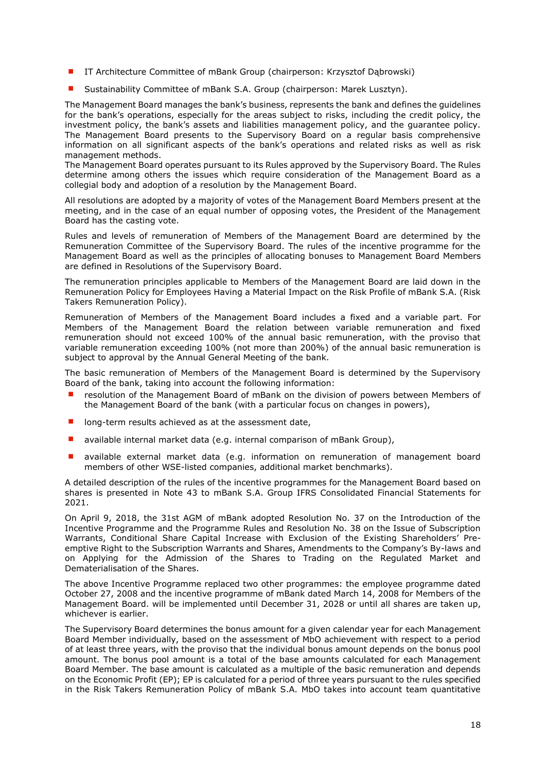- IT Architecture Committee of mBank Group (chairperson: Krzysztof Dąbrowski)
- Sustainability Committee of mBank S.A. Group (chairperson: Marek Lusztyn).

The Management Board manages the bank's business, represents the bank and defines the guidelines for the bank's operations, especially for the areas subject to risks, including the credit policy, the investment policy, the bank's assets and liabilities management policy, and the guarantee policy. The Management Board presents to the Supervisory Board on a regular basis comprehensive information on all significant aspects of the bank's operations and related risks as well as risk management methods.
The Management Board operates pursuant to its Rules approved by the Supervisory Board. The Rules determine among others the issues which require consideration of the Management Board as a collegial body and adoption of a resolution by the Management Board.

All resolutions are adopted by a majority of votes of the Management Board Members present at the meeting, and in the case of an equal number of opposing votes, the President of the Management Board has the casting vote.

Rules and levels of remuneration of Members of the Management Board are determined by the Remuneration Committee of the Supervisory Board. The rules of the incentive programme for the Management Board as well as the principles of allocating bonuses to Management Board Members are defined in Resolutions of the Supervisory Board.

The remuneration principles applicable to Members of the Management Board are laid down in the Remuneration Policy for Employees Having a Material Impact on the Risk Profile of mBank S.A. (Risk Takers Remuneration Policy).

Remuneration of Members of the Management Board includes a fixed and a variable part. For Members of the Management Board the relation between variable remuneration and fixed remuneration should not exceed 100% of the annual basic remuneration, with the proviso that variable remuneration exceeding 100% (not more than 200%) of the annual basic remuneration is subject to approval by the Annual General Meeting of the bank.

The basic remuneration of Members of the Management Board is determined by the Supervisory Board of the bank, taking into account the following information:

- resolution of the Management Board of mBank on the division of powers between Members of the Management Board of the bank (with a particular focus on changes in powers),
- long-term results achieved as at the assessment date,
- available internal market data (e.g. internal comparison of mBank Group),
- available external market data (e.g. information on remuneration of management board members of other WSE-listed companies, additional market benchmarks).

A detailed description of the rules of the incentive programmes for the Management Board based on shares is presented in Note 43 to mBank S.A. Group IFRS Consolidated Financial Statements for 2021.

On April 9, 2018, the 31st AGM of mBank adopted Resolution No. 37 on the Introduction of the Incentive Programme and the Programme Rules and Resolution No. 38 on the Issue of Subscription Warrants, Conditional Share Capital Increase with Exclusion of the Existing Shareholders' Pre-emptive Right to the Subscription Warrants and Shares, Amendments to the Company's By-laws and on Applying for the Admission of the Shares to Trading on the Regulated Market and Dematerialisation of the Shares.

The above Incentive Programme replaced two other programmes: the employee programme dated October 27, 2008 and the incentive programme of mBank dated March 14, 2008 for Members of the Management Board. will be implemented until December 31, 2028 or until all shares are taken up, whichever is earlier.

The Supervisory Board determines the bonus amount for a given calendar year for each Management Board Member individually, based on the assessment of MbO achievement with respect to a period of at least three years, with the proviso that the individual bonus amount depends on the bonus pool amount. The bonus pool amount is a total of the base amounts calculated for each Management Board Member. The base amount is calculated as a multiple of the basic remuneration and depends on the Economic Profit (EP); EP is calculated for a period of three years pursuant to the rules specified in the Risk Takers Remuneration Policy of mBank S.A. MbO takes into account team quantitative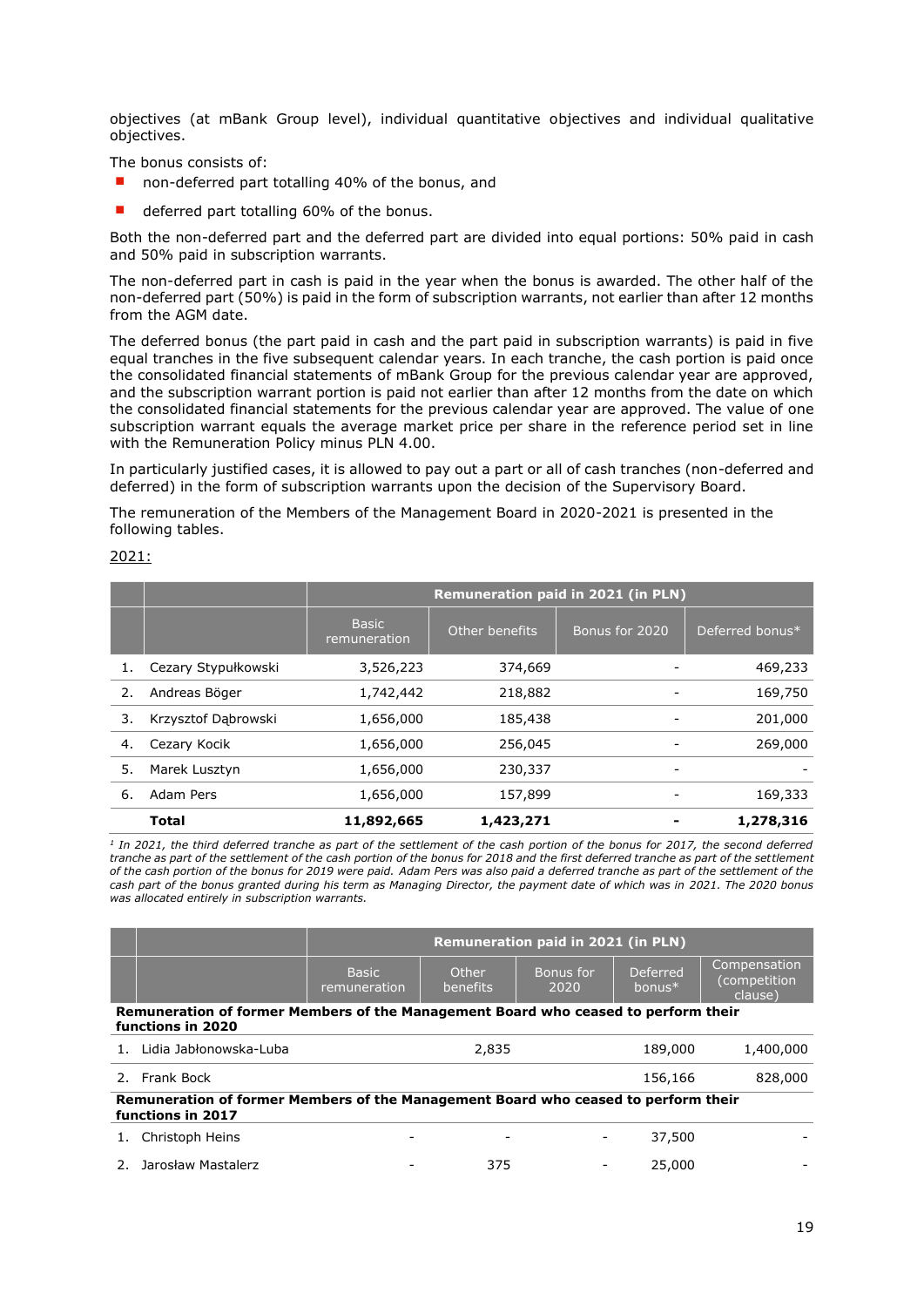objectives (at mBank Group level), individual quantitative objectives and individual qualitative objectives.

The bonus consists of:

- non-deferred part totalling 40% of the bonus, and
- deferred part totalling 60% of the bonus.

Both the non-deferred part and the deferred part are divided into equal portions: 50% paid in cash and 50% paid in subscription warrants.

The non-deferred part in cash is paid in the year when the bonus is awarded. The other half of the non-deferred part (50%) is paid in the form of subscription warrants, not earlier than after 12 months from the AGM date.

The deferred bonus (the part paid in cash and the part paid in subscription warrants) is paid in five equal tranches in the five subsequent calendar years. In each tranche, the cash portion is paid once the consolidated financial statements of mBank Group for the previous calendar year are approved, and the subscription warrant portion is paid not earlier than after 12 months from the date on which the consolidated financial statements for the previous calendar year are approved. The value of one subscription warrant equals the average market price per share in the reference period set in line with the Remuneration Policy minus PLN 4.00.

In particularly justified cases, it is allowed to pay out a part or all of cash tranches (non-deferred and deferred) in the form of subscription warrants upon the decision of the Supervisory Board.

The remuneration of the Members of the Management Board in 2020-2021 is presented in the following tables.

2021:

| | | Remuneration paid in 2021 (in PLN) | | | |
|---|---|---|---|---|---|
| | | Basic remuneration | Other benefits | Bonus for 2020 | Deferred bonus* |
| 1. | Cezary Stypułkowski | 3,526,223 | 374,669 | - | 469,233 |
| 2. | Andreas Böger | 1,742,442 | 218,882 | - | 169,750 |
| 3. | Krzysztof Dąbrowski | 1,656,000 | 185,438 | - | 201,000 |
| 4. | Cezary Kocik | 1,656,000 | 256,045 | - | 269,000 |
| 5. | Marek Lusztyn | 1,656,000 | 230,337 | - | - |
| 6. | Adam Pers | 1,656,000 | 157,899 | - | 169,333 |
| | **Total** | **11,892,665** | **1,423,271** | **-** | **1,278,316** |

*[1] In 2021, the third deferred tranche as part of the settlement of the cash portion of the bonus for 2017, the second deferred tranche as part of the settlement of the cash portion of the bonus for 2018 and the first deferred tranche as part of the settlement of the cash portion of the bonus for 2019 were paid. Adam Pers was also paid a deferred tranche as part of the settlement of the cash part of the bonus granted during his term as Managing Director, the payment date of which was in 2021. The 2020 bonus was allocated entirely in subscription warrants.*

| | | Remuneration paid in 2021 (in PLN) | | | | |
|---|---|---|---|---|---|---|
| | | Basic remuneration | Other benefits | Bonus for 2020 | Deferred bonus* | Compensation (competition clause) |
| **Remuneration of former Members of the Management Board who ceased to perform their functions in 2020** | | | | | | |
| 1. | Lidia Jabłonowska-Luba | | 2,835 | | 189,000 | 1,400,000 |
| 2. | Frank Bock | | | | 156,166 | 828,000 |
| **Remuneration of former Members of the Management Board who ceased to perform their functions in 2017** | | | | | | |
| 1. | Christoph Heins | - | - | - | 37,500 | - |
| 2. | Jarosław Mastalerz | - | 375 | - | 25,000 | - |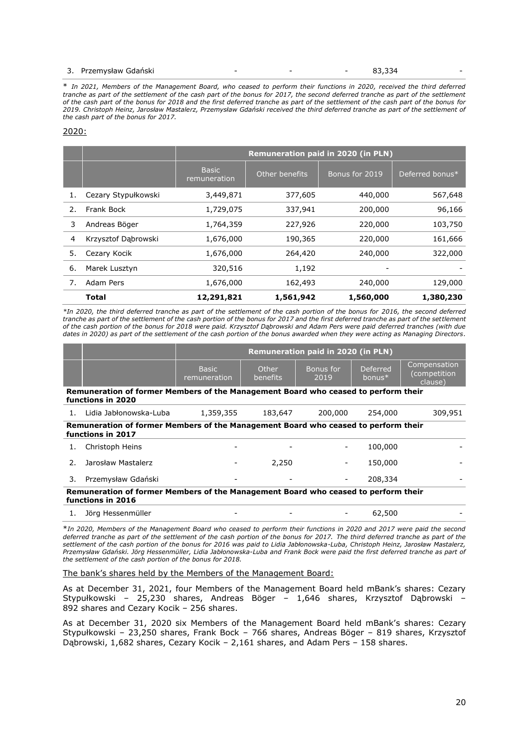| 3. | Przemysław Gdański | - | - | - | 83,334 | - |
|---|---|---|---|---|---|---|

* *In 2021, Members of the Management Board, who ceased to perform their functions in 2020, received the third deferred tranche as part of the settlement of the cash part of the bonus for 2017, the second deferred tranche as part of the settlement of the cash part of the bonus for 2018 and the first deferred tranche as part of the settlement of the cash part of the bonus for 2019. Christoph Heinz, Jarosław Mastalerz, Przemysław Gdański received the third deferred tranche as part of the settlement of the cash part of the bonus for 2017.*

2020:

| | | Remuneration paid in 2020 (in PLN) | | | |
|---|---|---|---|---|---|
| | | Basic remuneration | Other benefits | Bonus for 2019 | Deferred bonus* |
| 1. | Cezary Stypułkowski | 3,449,871 | 377,605 | 440,000 | 567,648 |
| 2. | Frank Bock | 1,729,075 | 337,941 | 200,000 | 96,166 |
| 3 | Andreas Böger | 1,764,359 | 227,926 | 220,000 | 103,750 |
| 4 | Krzysztof Dąbrowski | 1,676,000 | 190,365 | 220,000 | 161,666 |
| 5. | Cezary Kocik | 1,676,000 | 264,420 | 240,000 | 322,000 |
| 6. | Marek Lusztyn | 320,516 | 1,192 | - | - |
| 7. | Adam Pers | 1,676,000 | 162,493 | 240,000 | 129,000 |
| | **Total** | **12,291,821** | **1,561,942** | **1,560,000** | **1,380,230** |

*\*In 2020, the third deferred tranche as part of the settlement of the cash portion of the bonus for 2016, the second deferred tranche as part of the settlement of the cash portion of the bonus for 2017 and the first deferred tranche as part of the settlement of the cash portion of the bonus for 2018 were paid. Krzysztof Dąbrowski and Adam Pers were paid deferred tranches (with due dates in 2020) as part of the settlement of the cash portion of the bonus awarded when they were acting as Managing Directors.*

| | | Remuneration paid in 2020 (in PLN) | | | | |
|---|---|---|---|---|---|---|
| | | Basic remuneration | Other benefits | Bonus for 2019 | Deferred bonus* | Compensation (competition clause) |
| **Remuneration of former Members of the Management Board who ceased to perform their functions in 2020** | | | | | | |
| 1. | Lidia Jabłonowska-Luba | 1,359,355 | 183,647 | 200,000 | 254,000 | 309,951 |
| **Remuneration of former Members of the Management Board who ceased to perform their functions in 2017** | | | | | | |
| 1. | Christoph Heins | - | - | - | 100,000 | - |
| 2. | Jarosław Mastalerz | - | 2,250 | - | 150,000 | - |
| 3. | Przemysław Gdański | - | - | - | 208,334 | - |
| **Remuneration of former Members of the Management Board who ceased to perform their functions in 2016** | | | | | | |
| 1. | Jörg Hessenmüller | - | - | - | 62,500 | - |

*\*In 2020, Members of the Management Board who ceased to perform their functions in 2020 and 2017 were paid the second deferred tranche as part of the settlement of the cash portion of the bonus for 2017. The third deferred tranche as part of the settlement of the cash portion of the bonus for 2016 was paid to Lidia Jabłonowska-Luba, Christoph Heinz, Jarosław Mastalerz, Przemysław Gdański. Jörg Hessenmüller, Lidia Jabłonowska-Luba and Frank Bock were paid the first deferred tranche as part of the settlement of the cash portion of the bonus for 2018.*

The bank's shares held by the Members of the Management Board:

As at December 31, 2021, four Members of the Management Board held mBank's shares: Cezary Stypułkowski – 25,230 shares, Andreas Böger – 1,646 shares, Krzysztof Dąbrowski – 892 shares and Cezary Kocik – 256 shares.

As at December 31, 2020 six Members of the Management Board held mBank's shares: Cezary Stypułkowski – 23,250 shares, Frank Bock – 766 shares, Andreas Böger – 819 shares, Krzysztof Dąbrowski, 1,682 shares, Cezary Kocik – 2,161 shares, and Adam Pers – 158 shares.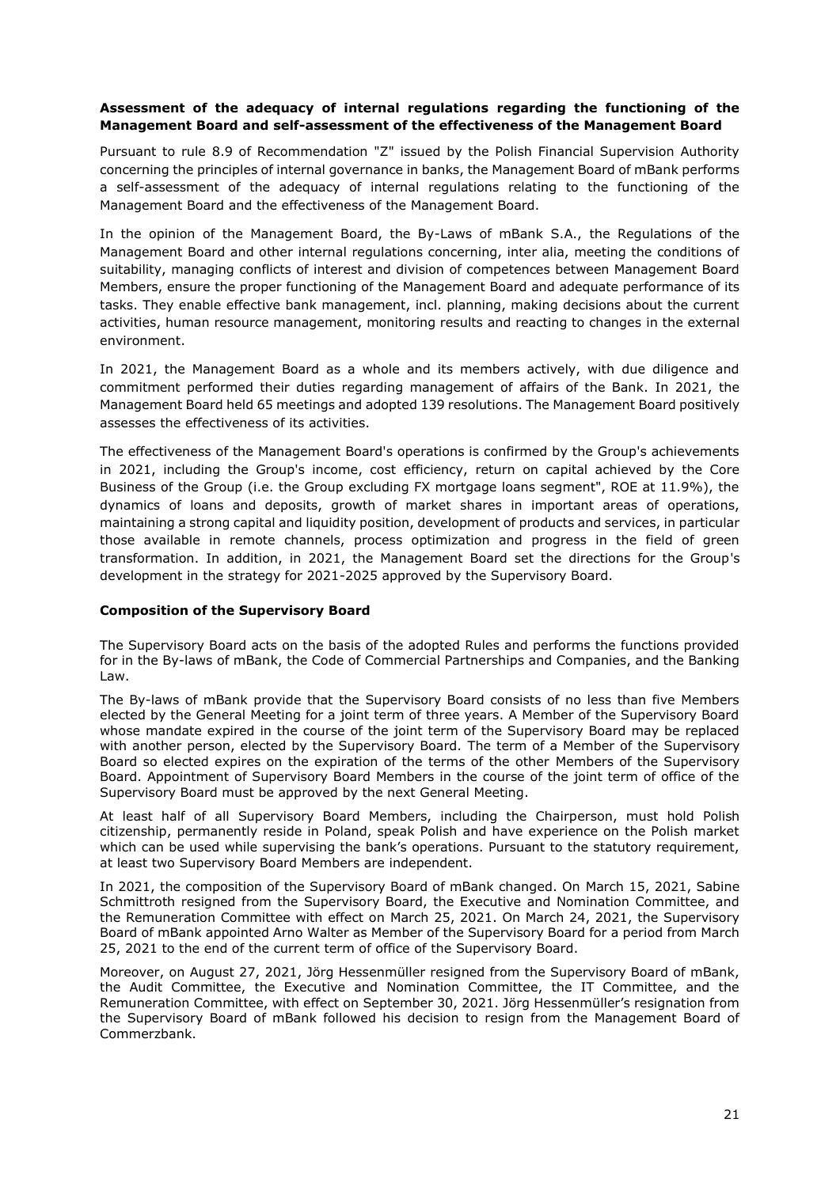**Assessment of the adequacy of internal regulations regarding the functioning of the Management Board and self-assessment of the effectiveness of the Management Board**

Pursuant to rule 8.9 of Recommendation "Z" issued by the Polish Financial Supervision Authority concerning the principles of internal governance in banks, the Management Board of mBank performs a self-assessment of the adequacy of internal regulations relating to the functioning of the Management Board and the effectiveness of the Management Board.

In the opinion of the Management Board, the By-Laws of mBank S.A., the Regulations of the Management Board and other internal regulations concerning, inter alia, meeting the conditions of suitability, managing conflicts of interest and division of competences between Management Board Members, ensure the proper functioning of the Management Board and adequate performance of its tasks. They enable effective bank management, incl. planning, making decisions about the current activities, human resource management, monitoring results and reacting to changes in the external environment.

In 2021, the Management Board as a whole and its members actively, with due diligence and commitment performed their duties regarding management of affairs of the Bank. In 2021, the Management Board held 65 meetings and adopted 139 resolutions. The Management Board positively assesses the effectiveness of its activities.

The effectiveness of the Management Board's operations is confirmed by the Group's achievements in 2021, including the Group's income, cost efficiency, return on capital achieved by the Core Business of the Group (i.e. the Group excluding FX mortgage loans segment", ROE at 11.9%), the dynamics of loans and deposits, growth of market shares in important areas of operations, maintaining a strong capital and liquidity position, development of products and services, in particular those available in remote channels, process optimization and progress in the field of green transformation. In addition, in 2021, the Management Board set the directions for the Group's development in the strategy for 2021-2025 approved by the Supervisory Board.

**Composition of the Supervisory Board**

The Supervisory Board acts on the basis of the adopted Rules and performs the functions provided for in the By-laws of mBank, the Code of Commercial Partnerships and Companies, and the Banking Law.

The By-laws of mBank provide that the Supervisory Board consists of no less than five Members elected by the General Meeting for a joint term of three years. A Member of the Supervisory Board whose mandate expired in the course of the joint term of the Supervisory Board may be replaced with another person, elected by the Supervisory Board. The term of a Member of the Supervisory Board so elected expires on the expiration of the terms of the other Members of the Supervisory Board. Appointment of Supervisory Board Members in the course of the joint term of office of the Supervisory Board must be approved by the next General Meeting.

At least half of all Supervisory Board Members, including the Chairperson, must hold Polish citizenship, permanently reside in Poland, speak Polish and have experience on the Polish market which can be used while supervising the bank's operations. Pursuant to the statutory requirement, at least two Supervisory Board Members are independent.

In 2021, the composition of the Supervisory Board of mBank changed. On March 15, 2021, Sabine Schmittroth resigned from the Supervisory Board, the Executive and Nomination Committee, and the Remuneration Committee with effect on March 25, 2021. On March 24, 2021, the Supervisory Board of mBank appointed Arno Walter as Member of the Supervisory Board for a period from March 25, 2021 to the end of the current term of office of the Supervisory Board.

Moreover, on August 27, 2021, Jörg Hessenmüller resigned from the Supervisory Board of mBank, the Audit Committee, the Executive and Nomination Committee, the IT Committee, and the Remuneration Committee, with effect on September 30, 2021. Jörg Hessenmüller's resignation from the Supervisory Board of mBank followed his decision to resign from the Management Board of Commerzbank.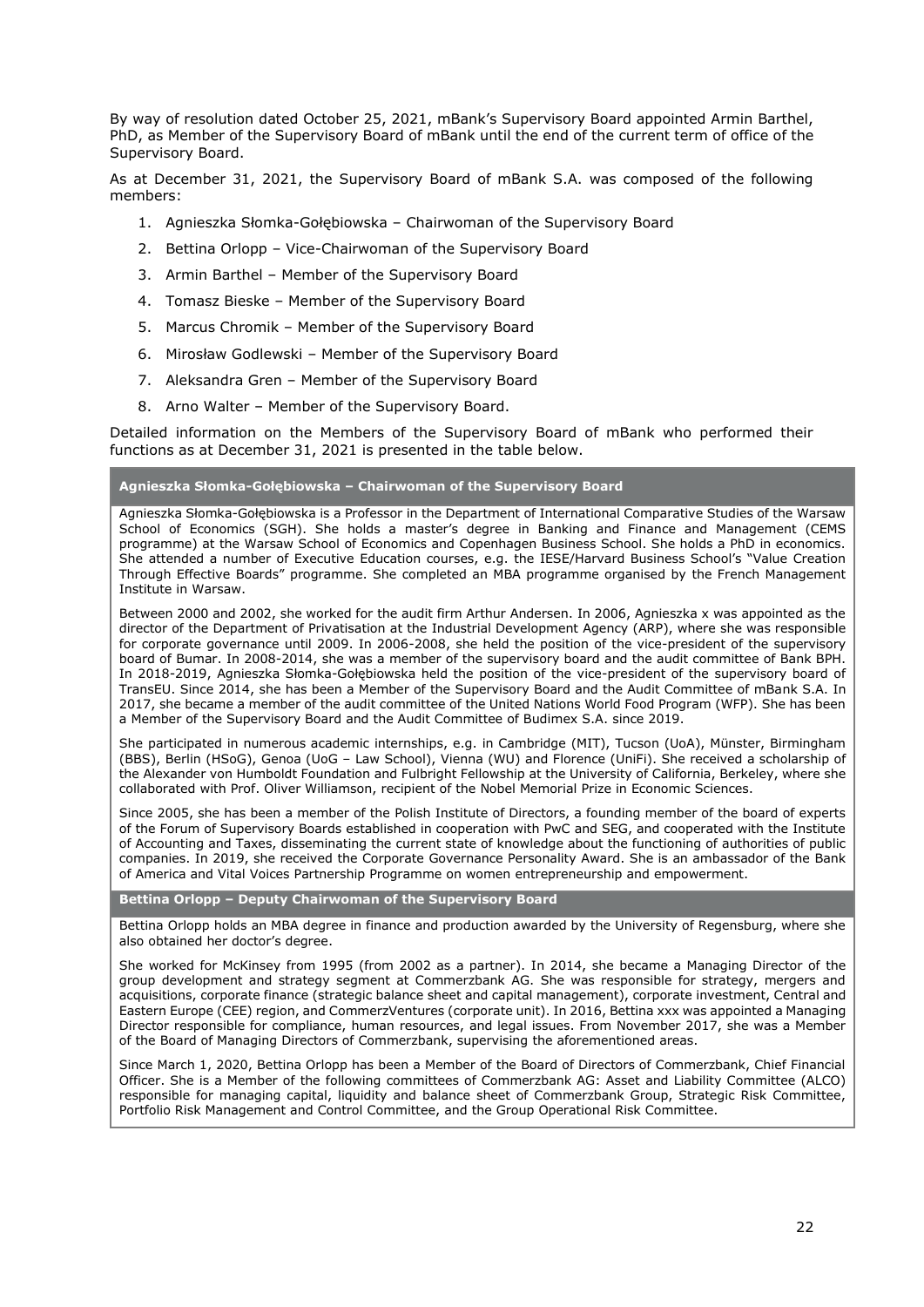By way of resolution dated October 25, 2021, mBank's Supervisory Board appointed Armin Barthel, PhD, as Member of the Supervisory Board of mBank until the end of the current term of office of the Supervisory Board.

As at December 31, 2021, the Supervisory Board of mBank S.A. was composed of the following members:

1. Agnieszka Słomka-Gołębiowska – Chairwoman of the Supervisory Board
2. Bettina Orlopp – Vice-Chairwoman of the Supervisory Board
3. Armin Barthel – Member of the Supervisory Board
4. Tomasz Bieske – Member of the Supervisory Board
5. Marcus Chromik – Member of the Supervisory Board
6. Mirosław Godlewski – Member of the Supervisory Board
7. Aleksandra Gren – Member of the Supervisory Board
8. Arno Walter – Member of the Supervisory Board.

Detailed information on the Members of the Supervisory Board of mBank who performed their functions as at December 31, 2021 is presented in the table below.

**Agnieszka Słomka-Gołębiowska – Chairwoman of the Supervisory Board**

Agnieszka Słomka-Gołębiowska is a Professor in the Department of International Comparative Studies of the Warsaw School of Economics (SGH). She holds a master's degree in Banking and Finance and Management (CEMS programme) at the Warsaw School of Economics and Copenhagen Business School. She holds a PhD in economics. She attended a number of Executive Education courses, e.g. the IESE/Harvard Business School's "Value Creation Through Effective Boards" programme. She completed an MBA programme organised by the French Management Institute in Warsaw.

Between 2000 and 2002, she worked for the audit firm Arthur Andersen. In 2006, Agnieszka x was appointed as the director of the Department of Privatisation at the Industrial Development Agency (ARP), where she was responsible for corporate governance until 2009. In 2006-2008, she held the position of the vice-president of the supervisory board of Bumar. In 2008-2014, she was a member of the supervisory board and the audit committee of Bank BPH. In 2018-2019, Agnieszka Słomka-Gołębiowska held the position of the vice-president of the supervisory board of TransEU. Since 2014, she has been a Member of the Supervisory Board and the Audit Committee of mBank S.A. In 2017, she became a member of the audit committee of the United Nations World Food Program (WFP). She has been a Member of the Supervisory Board and the Audit Committee of Budimex S.A. since 2019.

She participated in numerous academic internships, e.g. in Cambridge (MIT), Tucson (UoA), Münster, Birmingham (BBS), Berlin (HSoG), Genoa (UoG – Law School), Vienna (WU) and Florence (UniFi). She received a scholarship of the Alexander von Humboldt Foundation and Fulbright Fellowship at the University of California, Berkeley, where she collaborated with Prof. Oliver Williamson, recipient of the Nobel Memorial Prize in Economic Sciences.

Since 2005, she has been a member of the Polish Institute of Directors, a founding member of the board of experts of the Forum of Supervisory Boards established in cooperation with PwC and SEG, and cooperated with the Institute of Accounting and Taxes, disseminating the current state of knowledge about the functioning of authorities of public companies. In 2019, she received the Corporate Governance Personality Award. She is an ambassador of the Bank of America and Vital Voices Partnership Programme on women entrepreneurship and empowerment.

**Bettina Orlopp – Deputy Chairwoman of the Supervisory Board**

Bettina Orlopp holds an MBA degree in finance and production awarded by the University of Regensburg, where she also obtained her doctor's degree.

She worked for McKinsey from 1995 (from 2002 as a partner). In 2014, she became a Managing Director of the group development and strategy segment at Commerzbank AG. She was responsible for strategy, mergers and acquisitions, corporate finance (strategic balance sheet and capital management), corporate investment, Central and Eastern Europe (CEE) region, and CommerzVentures (corporate unit). In 2016, Bettina xxx was appointed a Managing Director responsible for compliance, human resources, and legal issues. From November 2017, she was a Member of the Board of Managing Directors of Commerzbank, supervising the aforementioned areas.

Since March 1, 2020, Bettina Orlopp has been a Member of the Board of Directors of Commerzbank, Chief Financial Officer. She is a Member of the following committees of Commerzbank AG: Asset and Liability Committee (ALCO) responsible for managing capital, liquidity and balance sheet of Commerzbank Group, Strategic Risk Committee, Portfolio Risk Management and Control Committee, and the Group Operational Risk Committee.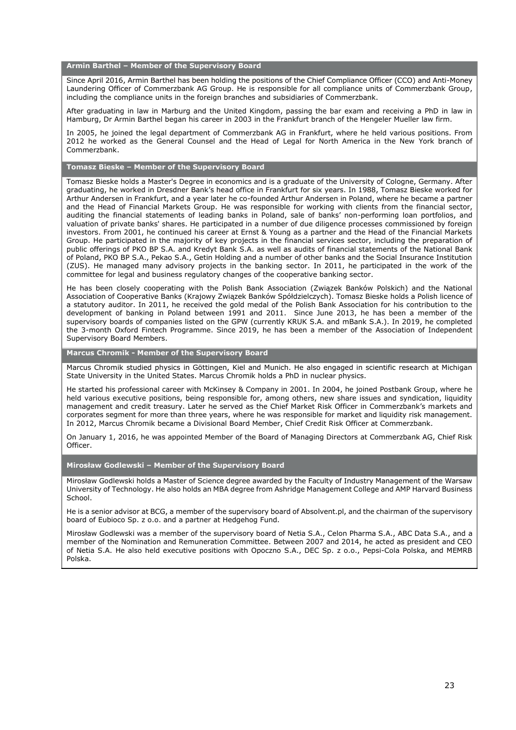### Armin Barthel – Member of the Supervisory Board

Since April 2016, Armin Barthel has been holding the positions of the Chief Compliance Officer (CCO) and Anti-Money Laundering Officer of Commerzbank AG Group. He is responsible for all compliance units of Commerzbank Group, including the compliance units in the foreign branches and subsidiaries of Commerzbank.

After graduating in law in Marburg and the United Kingdom, passing the bar exam and receiving a PhD in law in Hamburg, Dr Armin Barthel began his career in 2003 in the Frankfurt branch of the Hengeler Mueller law firm.

In 2005, he joined the legal department of Commerzbank AG in Frankfurt, where he held various positions. From 2012 he worked as the General Counsel and the Head of Legal for North America in the New York branch of Commerzbank.

### Tomasz Bieske – Member of the Supervisory Board

Tomasz Bieske holds a Master's Degree in economics and is a graduate of the University of Cologne, Germany. After graduating, he worked in Dresdner Bank's head office in Frankfurt for six years. In 1988, Tomasz Bieske worked for Arthur Andersen in Frankfurt, and a year later he co-founded Arthur Andersen in Poland, where he became a partner and the Head of Financial Markets Group. He was responsible for working with clients from the financial sector, auditing the financial statements of leading banks in Poland, sale of banks' non-performing loan portfolios, and valuation of private banks' shares. He participated in a number of due diligence processes commissioned by foreign investors. From 2001, he continued his career at Ernst & Young as a partner and the Head of the Financial Markets Group. He participated in the majority of key projects in the financial services sector, including the preparation of public offerings of PKO BP S.A. and Kredyt Bank S.A. as well as audits of financial statements of the National Bank of Poland, PKO BP S.A., Pekao S.A., Getin Holding and a number of other banks and the Social Insurance Institution (ZUS). He managed many advisory projects in the banking sector. In 2011, he participated in the work of the committee for legal and business regulatory changes of the cooperative banking sector.

He has been closely cooperating with the Polish Bank Association (Związek Banków Polskich) and the National Association of Cooperative Banks (Krajowy Związek Banków Spółdzielczych). Tomasz Bieske holds a Polish licence of a statutory auditor. In 2011, he received the gold medal of the Polish Bank Association for his contribution to the development of banking in Poland between 1991 and 2011. Since June 2013, he has been a member of the supervisory boards of companies listed on the GPW (currently KRUK S.A. and mBank S.A.). In 2019, he completed the 3-month Oxford Fintech Programme. Since 2019, he has been a member of the Association of Independent Supervisory Board Members.

### Marcus Chromik - Member of the Supervisory Board

Marcus Chromik studied physics in Göttingen, Kiel and Munich. He also engaged in scientific research at Michigan State University in the United States. Marcus Chromik holds a PhD in nuclear physics.

He started his professional career with McKinsey & Company in 2001. In 2004, he joined Postbank Group, where he held various executive positions, being responsible for, among others, new share issues and syndication, liquidity management and credit treasury. Later he served as the Chief Market Risk Officer in Commerzbank's markets and corporates segment for more than three years, where he was responsible for market and liquidity risk management. In 2012, Marcus Chromik became a Divisional Board Member, Chief Credit Risk Officer at Commerzbank.

On January 1, 2016, he was appointed Member of the Board of Managing Directors at Commerzbank AG, Chief Risk Officer.

### Mirosław Godlewski – Member of the Supervisory Board

Mirosław Godlewski holds a Master of Science degree awarded by the Faculty of Industry Management of the Warsaw University of Technology. He also holds an MBA degree from Ashridge Management College and AMP Harvard Business School.

He is a senior advisor at BCG, a member of the supervisory board of Absolvent.pl, and the chairman of the supervisory board of Eubioco Sp. z o.o. and a partner at Hedgehog Fund.

Mirosław Godlewski was a member of the supervisory board of Netia S.A., Celon Pharma S.A., ABC Data S.A., and a member of the Nomination and Remuneration Committee. Between 2007 and 2014, he acted as president and CEO of Netia S.A. He also held executive positions with Opoczno S.A., DEC Sp. z o.o., Pepsi-Cola Polska, and MEMRB Polska.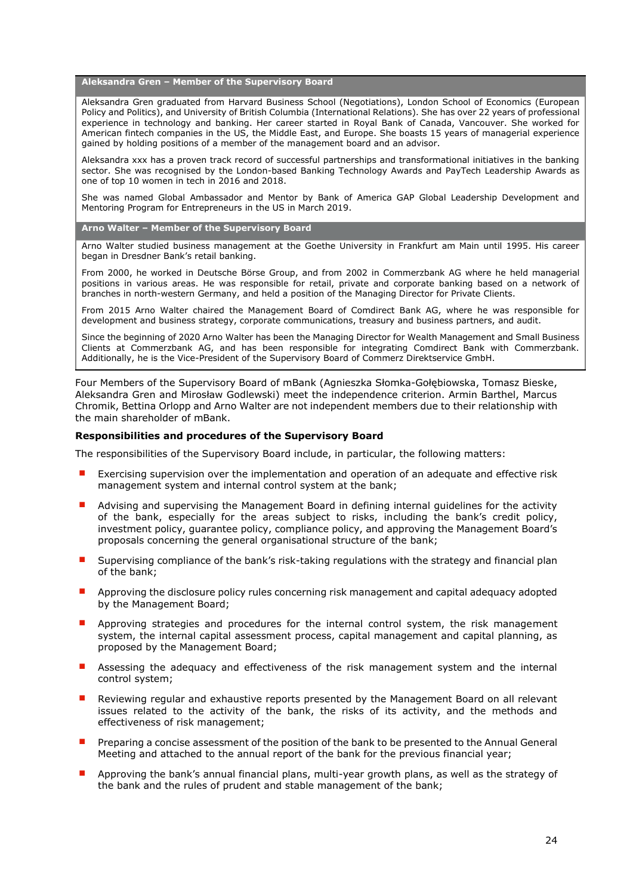**Aleksandra Gren – Member of the Supervisory Board**

Aleksandra Gren graduated from Harvard Business School (Negotiations), London School of Economics (European Policy and Politics), and University of British Columbia (International Relations). She has over 22 years of professional experience in technology and banking. Her career started in Royal Bank of Canada, Vancouver. She worked for American fintech companies in the US, the Middle East, and Europe. She boasts 15 years of managerial experience gained by holding positions of a member of the management board and an advisor.

Aleksandra xxx has a proven track record of successful partnerships and transformational initiatives in the banking sector. She was recognised by the London-based Banking Technology Awards and PayTech Leadership Awards as one of top 10 women in tech in 2016 and 2018.

She was named Global Ambassador and Mentor by Bank of America GAP Global Leadership Development and Mentoring Program for Entrepreneurs in the US in March 2019.

**Arno Walter – Member of the Supervisory Board**

Arno Walter studied business management at the Goethe University in Frankfurt am Main until 1995. His career began in Dresdner Bank's retail banking.

From 2000, he worked in Deutsche Börse Group, and from 2002 in Commerzbank AG where he held managerial positions in various areas. He was responsible for retail, private and corporate banking based on a network of branches in north-western Germany, and held a position of the Managing Director for Private Clients.

From 2015 Arno Walter chaired the Management Board of Comdirect Bank AG, where he was responsible for development and business strategy, corporate communications, treasury and business partners, and audit.

Since the beginning of 2020 Arno Walter has been the Managing Director for Wealth Management and Small Business Clients at Commerzbank AG, and has been responsible for integrating Comdirect Bank with Commerzbank. Additionally, he is the Vice-President of the Supervisory Board of Commerz Direktservice GmbH.

Four Members of the Supervisory Board of mBank (Agnieszka Słomka-Gołębiowska, Tomasz Bieske, Aleksandra Gren and Mirosław Godlewski) meet the independence criterion. Armin Barthel, Marcus Chromik, Bettina Orlopp and Arno Walter are not independent members due to their relationship with the main shareholder of mBank.

**Responsibilities and procedures of the Supervisory Board**

The responsibilities of the Supervisory Board include, in particular, the following matters:

- Exercising supervision over the implementation and operation of an adequate and effective risk management system and internal control system at the bank;
- Advising and supervising the Management Board in defining internal guidelines for the activity of the bank, especially for the areas subject to risks, including the bank's credit policy, investment policy, guarantee policy, compliance policy, and approving the Management Board's proposals concerning the general organisational structure of the bank;
- Supervising compliance of the bank's risk-taking regulations with the strategy and financial plan of the bank;
- Approving the disclosure policy rules concerning risk management and capital adequacy adopted by the Management Board;
- Approving strategies and procedures for the internal control system, the risk management system, the internal capital assessment process, capital management and capital planning, as proposed by the Management Board;
- Assessing the adequacy and effectiveness of the risk management system and the internal control system;
- Reviewing regular and exhaustive reports presented by the Management Board on all relevant issues related to the activity of the bank, the risks of its activity, and the methods and effectiveness of risk management;
- Preparing a concise assessment of the position of the bank to be presented to the Annual General Meeting and attached to the annual report of the bank for the previous financial year;
- Approving the bank's annual financial plans, multi-year growth plans, as well as the strategy of the bank and the rules of prudent and stable management of the bank;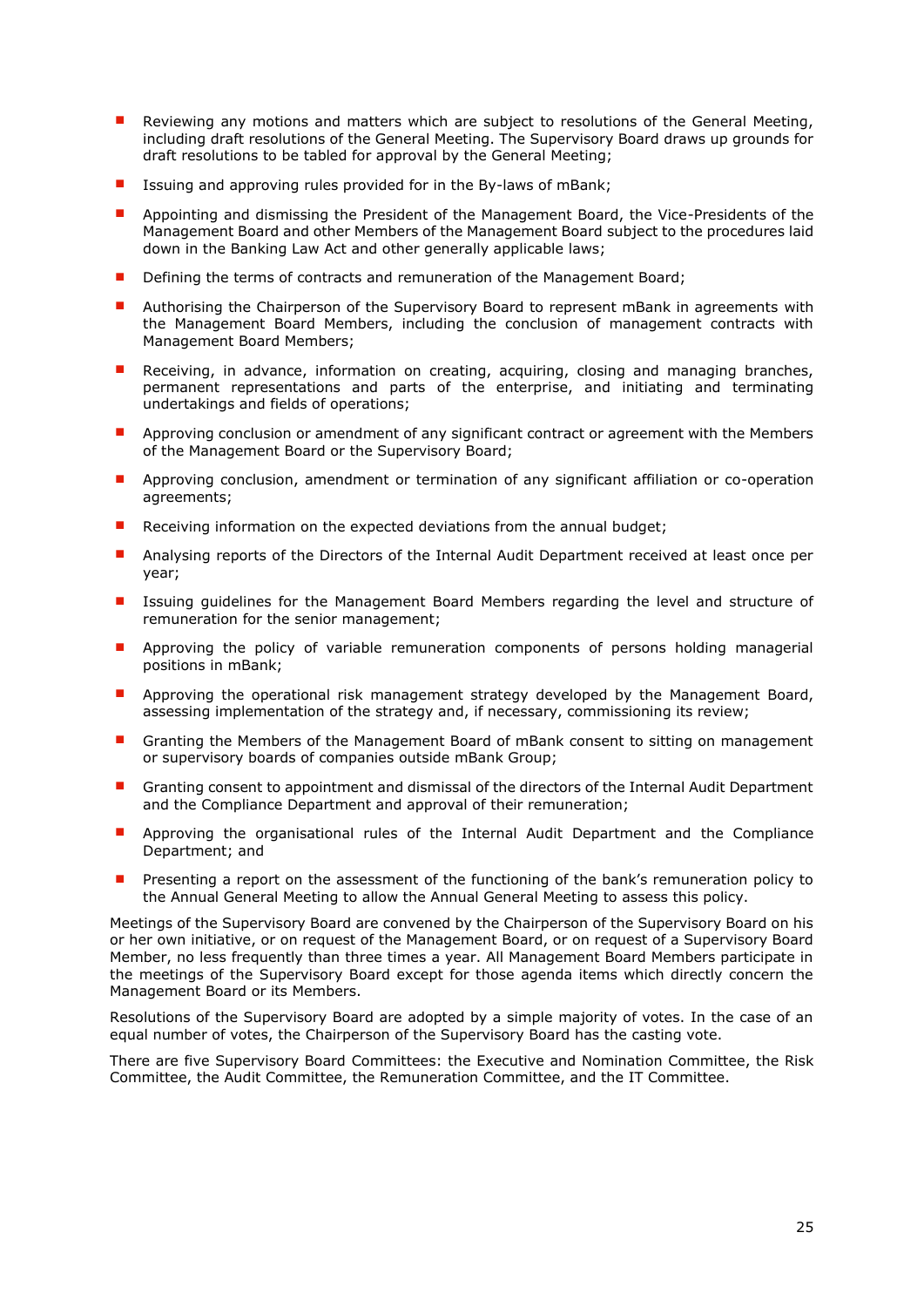- Reviewing any motions and matters which are subject to resolutions of the General Meeting, including draft resolutions of the General Meeting. The Supervisory Board draws up grounds for draft resolutions to be tabled for approval by the General Meeting;
- Issuing and approving rules provided for in the By-laws of mBank;
- Appointing and dismissing the President of the Management Board, the Vice-Presidents of the Management Board and other Members of the Management Board subject to the procedures laid down in the Banking Law Act and other generally applicable laws;
- Defining the terms of contracts and remuneration of the Management Board;
- Authorising the Chairperson of the Supervisory Board to represent mBank in agreements with the Management Board Members, including the conclusion of management contracts with Management Board Members;
- Receiving, in advance, information on creating, acquiring, closing and managing branches, permanent representations and parts of the enterprise, and initiating and terminating undertakings and fields of operations;
- Approving conclusion or amendment of any significant contract or agreement with the Members of the Management Board or the Supervisory Board;
- Approving conclusion, amendment or termination of any significant affiliation or co-operation agreements;
- Receiving information on the expected deviations from the annual budget;
- Analysing reports of the Directors of the Internal Audit Department received at least once per year;
- Issuing guidelines for the Management Board Members regarding the level and structure of remuneration for the senior management;
- Approving the policy of variable remuneration components of persons holding managerial positions in mBank;
- Approving the operational risk management strategy developed by the Management Board, assessing implementation of the strategy and, if necessary, commissioning its review;
- Granting the Members of the Management Board of mBank consent to sitting on management or supervisory boards of companies outside mBank Group;
- Granting consent to appointment and dismissal of the directors of the Internal Audit Department and the Compliance Department and approval of their remuneration;
- Approving the organisational rules of the Internal Audit Department and the Compliance Department; and
- Presenting a report on the assessment of the functioning of the bank's remuneration policy to the Annual General Meeting to allow the Annual General Meeting to assess this policy.

Meetings of the Supervisory Board are convened by the Chairperson of the Supervisory Board on his or her own initiative, or on request of the Management Board, or on request of a Supervisory Board Member, no less frequently than three times a year. All Management Board Members participate in the meetings of the Supervisory Board except for those agenda items which directly concern the Management Board or its Members.

Resolutions of the Supervisory Board are adopted by a simple majority of votes. In the case of an equal number of votes, the Chairperson of the Supervisory Board has the casting vote.

There are five Supervisory Board Committees: the Executive and Nomination Committee, the Risk Committee, the Audit Committee, the Remuneration Committee, and the IT Committee.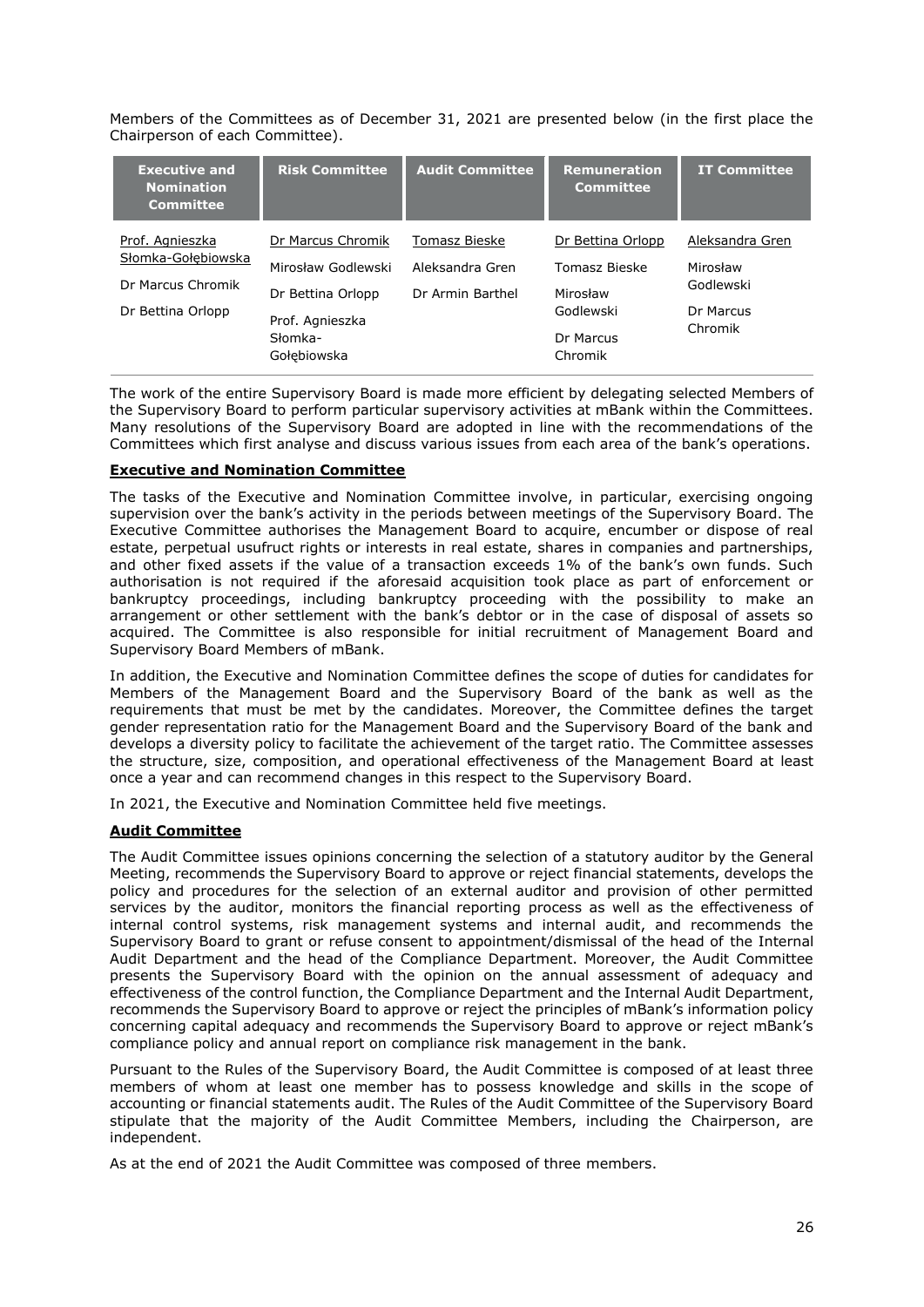Members of the Committees as of December 31, 2021 are presented below (in the first place the Chairperson of each Committee).

| Executive and Nomination Committee | Risk Committee | Audit Committee | Remuneration Committee | IT Committee |
|---|---|---|---|---|
| Prof. Agnieszka Słomka-Gołębiowska | Dr Marcus Chromik | Tomasz Bieske | Dr Bettina Orlopp | Aleksandra Gren |
| Dr Marcus Chromik | Mirosław Godlewski | Aleksandra Gren | Tomasz Bieske | Mirosław Godlewski |
| Dr Bettina Orlopp | Dr Bettina Orlopp | Dr Armin Barthel | Mirosław Godlewski | Dr Marcus Chromik |
| | Prof. Agnieszka Słomka-Gołębiowska | | Dr Marcus Chromik | |

The work of the entire Supervisory Board is made more efficient by delegating selected Members of the Supervisory Board to perform particular supervisory activities at mBank within the Committees. Many resolutions of the Supervisory Board are adopted in line with the recommendations of the Committees which first analyse and discuss various issues from each area of the bank's operations.

**Executive and Nomination Committee**

The tasks of the Executive and Nomination Committee involve, in particular, exercising ongoing supervision over the bank's activity in the periods between meetings of the Supervisory Board. The Executive Committee authorises the Management Board to acquire, encumber or dispose of real estate, perpetual usufruct rights or interests in real estate, shares in companies and partnerships, and other fixed assets if the value of a transaction exceeds 1% of the bank's own funds. Such authorisation is not required if the aforesaid acquisition took place as part of enforcement or bankruptcy proceedings, including bankruptcy proceeding with the possibility to make an arrangement or other settlement with the bank's debtor or in the case of disposal of assets so acquired. The Committee is also responsible for initial recruitment of Management Board and Supervisory Board Members of mBank.

In addition, the Executive and Nomination Committee defines the scope of duties for candidates for Members of the Management Board and the Supervisory Board of the bank as well as the requirements that must be met by the candidates. Moreover, the Committee defines the target gender representation ratio for the Management Board and the Supervisory Board of the bank and develops a diversity policy to facilitate the achievement of the target ratio. The Committee assesses the structure, size, composition, and operational effectiveness of the Management Board at least once a year and can recommend changes in this respect to the Supervisory Board.

In 2021, the Executive and Nomination Committee held five meetings.

**Audit Committee**

The Audit Committee issues opinions concerning the selection of a statutory auditor by the General Meeting, recommends the Supervisory Board to approve or reject financial statements, develops the policy and procedures for the selection of an external auditor and provision of other permitted services by the auditor, monitors the financial reporting process as well as the effectiveness of internal control systems, risk management systems and internal audit, and recommends the Supervisory Board to grant or refuse consent to appointment/dismissal of the head of the Internal Audit Department and the head of the Compliance Department. Moreover, the Audit Committee presents the Supervisory Board with the opinion on the annual assessment of adequacy and effectiveness of the control function, the Compliance Department and the Internal Audit Department, recommends the Supervisory Board to approve or reject the principles of mBank's information policy concerning capital adequacy and recommends the Supervisory Board to approve or reject mBank's compliance policy and annual report on compliance risk management in the bank.

Pursuant to the Rules of the Supervisory Board, the Audit Committee is composed of at least three members of whom at least one member has to possess knowledge and skills in the scope of accounting or financial statements audit. The Rules of the Audit Committee of the Supervisory Board stipulate that the majority of the Audit Committee Members, including the Chairperson, are independent.

As at the end of 2021 the Audit Committee was composed of three members.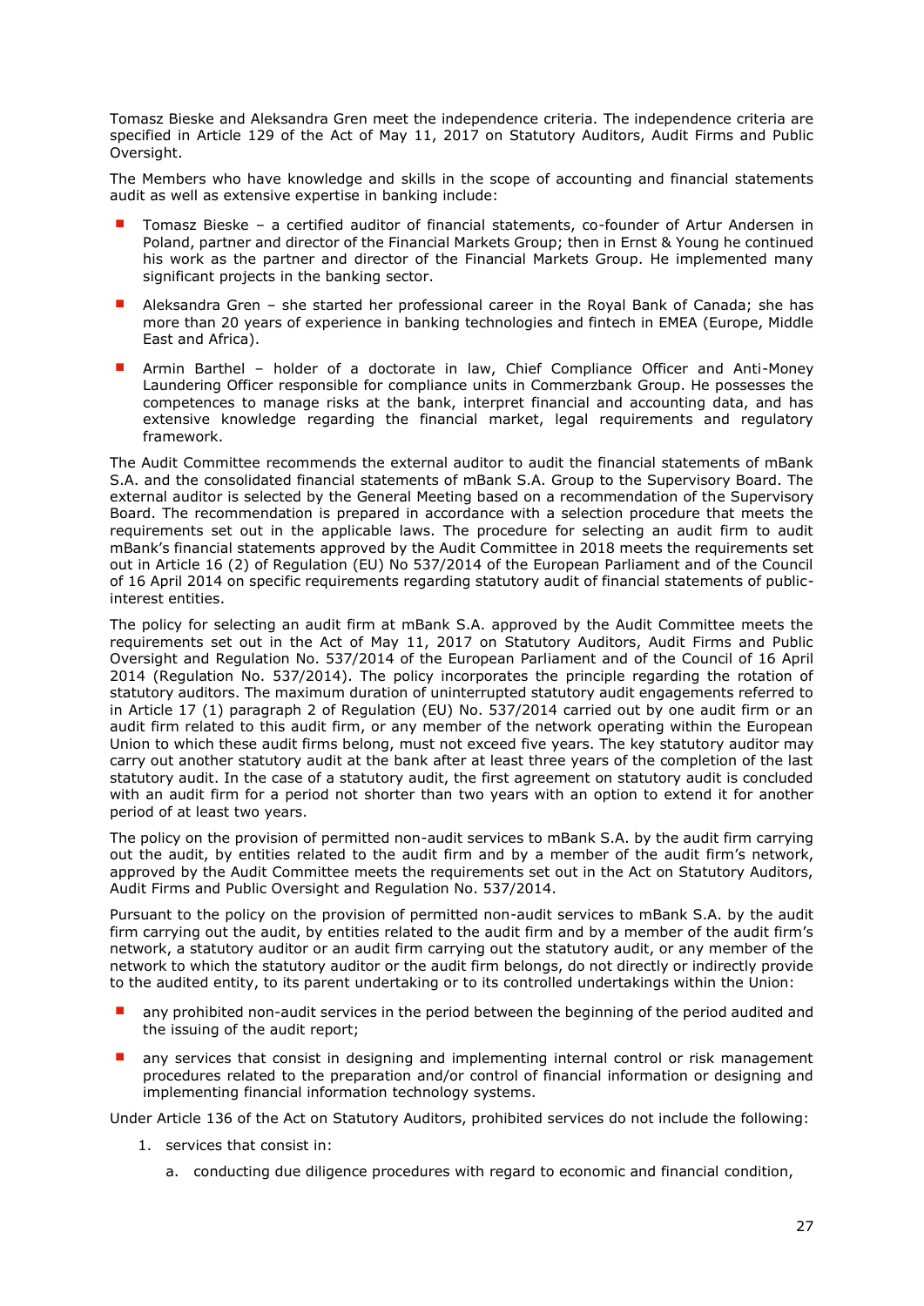Tomasz Bieske and Aleksandra Gren meet the independence criteria. The independence criteria are specified in Article 129 of the Act of May 11, 2017 on Statutory Auditors, Audit Firms and Public Oversight.

The Members who have knowledge and skills in the scope of accounting and financial statements audit as well as extensive expertise in banking include:

- Tomasz Bieske – a certified auditor of financial statements, co-founder of Artur Andersen in Poland, partner and director of the Financial Markets Group; then in Ernst & Young he continued his work as the partner and director of the Financial Markets Group. He implemented many significant projects in the banking sector.
- Aleksandra Gren – she started her professional career in the Royal Bank of Canada; she has more than 20 years of experience in banking technologies and fintech in EMEA (Europe, Middle East and Africa).
- Armin Barthel – holder of a doctorate in law, Chief Compliance Officer and Anti-Money Laundering Officer responsible for compliance units in Commerzbank Group. He possesses the competences to manage risks at the bank, interpret financial and accounting data, and has extensive knowledge regarding the financial market, legal requirements and regulatory framework.

The Audit Committee recommends the external auditor to audit the financial statements of mBank S.A. and the consolidated financial statements of mBank S.A. Group to the Supervisory Board. The external auditor is selected by the General Meeting based on a recommendation of the Supervisory Board. The recommendation is prepared in accordance with a selection procedure that meets the requirements set out in the applicable laws. The procedure for selecting an audit firm to audit mBank's financial statements approved by the Audit Committee in 2018 meets the requirements set out in Article 16 (2) of Regulation (EU) No 537/2014 of the European Parliament and of the Council of 16 April 2014 on specific requirements regarding statutory audit of financial statements of public-interest entities.

The policy for selecting an audit firm at mBank S.A. approved by the Audit Committee meets the requirements set out in the Act of May 11, 2017 on Statutory Auditors, Audit Firms and Public Oversight and Regulation No. 537/2014 of the European Parliament and of the Council of 16 April 2014 (Regulation No. 537/2014). The policy incorporates the principle regarding the rotation of statutory auditors. The maximum duration of uninterrupted statutory audit engagements referred to in Article 17 (1) paragraph 2 of Regulation (EU) No. 537/2014 carried out by one audit firm or an audit firm related to this audit firm, or any member of the network operating within the European Union to which these audit firms belong, must not exceed five years. The key statutory auditor may carry out another statutory audit at the bank after at least three years of the completion of the last statutory audit. In the case of a statutory audit, the first agreement on statutory audit is concluded with an audit firm for a period not shorter than two years with an option to extend it for another period of at least two years.

The policy on the provision of permitted non-audit services to mBank S.A. by the audit firm carrying out the audit, by entities related to the audit firm and by a member of the audit firm's network, approved by the Audit Committee meets the requirements set out in the Act on Statutory Auditors, Audit Firms and Public Oversight and Regulation No. 537/2014.

Pursuant to the policy on the provision of permitted non-audit services to mBank S.A. by the audit firm carrying out the audit, by entities related to the audit firm and by a member of the audit firm's network, a statutory auditor or an audit firm carrying out the statutory audit, or any member of the network to which the statutory auditor or the audit firm belongs, do not directly or indirectly provide to the audited entity, to its parent undertaking or to its controlled undertakings within the Union:

- any prohibited non-audit services in the period between the beginning of the period audited and the issuing of the audit report;
- any services that consist in designing and implementing internal control or risk management procedures related to the preparation and/or control of financial information or designing and implementing financial information technology systems.

Under Article 136 of the Act on Statutory Auditors, prohibited services do not include the following:

1. services that consist in:
   a. conducting due diligence procedures with regard to economic and financial condition,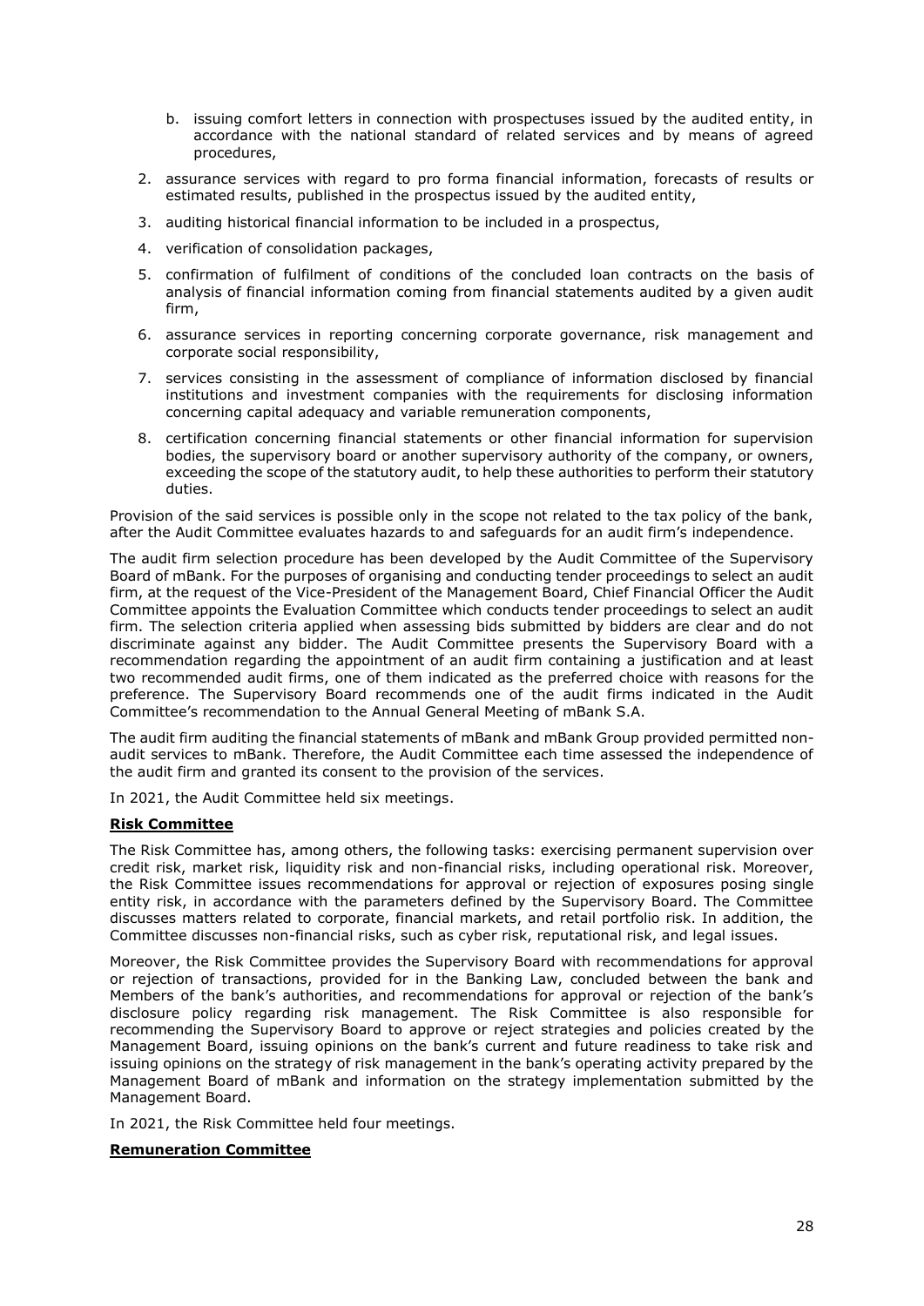b. issuing comfort letters in connection with prospectuses issued by the audited entity, in accordance with the national standard of related services and by means of agreed procedures,

2. assurance services with regard to pro forma financial information, forecasts of results or estimated results, published in the prospectus issued by the audited entity,
3. auditing historical financial information to be included in a prospectus,
4. verification of consolidation packages,
5. confirmation of fulfilment of conditions of the concluded loan contracts on the basis of analysis of financial information coming from financial statements audited by a given audit firm,
6. assurance services in reporting concerning corporate governance, risk management and corporate social responsibility,
7. services consisting in the assessment of compliance of information disclosed by financial institutions and investment companies with the requirements for disclosing information concerning capital adequacy and variable remuneration components,
8. certification concerning financial statements or other financial information for supervision bodies, the supervisory board or another supervisory authority of the company, or owners, exceeding the scope of the statutory audit, to help these authorities to perform their statutory duties.

Provision of the said services is possible only in the scope not related to the tax policy of the bank, after the Audit Committee evaluates hazards to and safeguards for an audit firm's independence.

The audit firm selection procedure has been developed by the Audit Committee of the Supervisory Board of mBank. For the purposes of organising and conducting tender proceedings to select an audit firm, at the request of the Vice-President of the Management Board, Chief Financial Officer the Audit Committee appoints the Evaluation Committee which conducts tender proceedings to select an audit firm. The selection criteria applied when assessing bids submitted by bidders are clear and do not discriminate against any bidder. The Audit Committee presents the Supervisory Board with a recommendation regarding the appointment of an audit firm containing a justification and at least two recommended audit firms, one of them indicated as the preferred choice with reasons for the preference. The Supervisory Board recommends one of the audit firms indicated in the Audit Committee's recommendation to the Annual General Meeting of mBank S.A.

The audit firm auditing the financial statements of mBank and mBank Group provided permitted non-audit services to mBank. Therefore, the Audit Committee each time assessed the independence of the audit firm and granted its consent to the provision of the services.

In 2021, the Audit Committee held six meetings.

**Risk Committee**

The Risk Committee has, among others, the following tasks: exercising permanent supervision over credit risk, market risk, liquidity risk and non-financial risks, including operational risk. Moreover, the Risk Committee issues recommendations for approval or rejection of exposures posing single entity risk, in accordance with the parameters defined by the Supervisory Board. The Committee discusses matters related to corporate, financial markets, and retail portfolio risk. In addition, the Committee discusses non-financial risks, such as cyber risk, reputational risk, and legal issues.

Moreover, the Risk Committee provides the Supervisory Board with recommendations for approval or rejection of transactions, provided for in the Banking Law, concluded between the bank and Members of the bank's authorities, and recommendations for approval or rejection of the bank's disclosure policy regarding risk management. The Risk Committee is also responsible for recommending the Supervisory Board to approve or reject strategies and policies created by the Management Board, issuing opinions on the bank's current and future readiness to take risk and issuing opinions on the strategy of risk management in the bank's operating activity prepared by the Management Board of mBank and information on the strategy implementation submitted by the Management Board.

In 2021, the Risk Committee held four meetings.

**Remuneration Committee**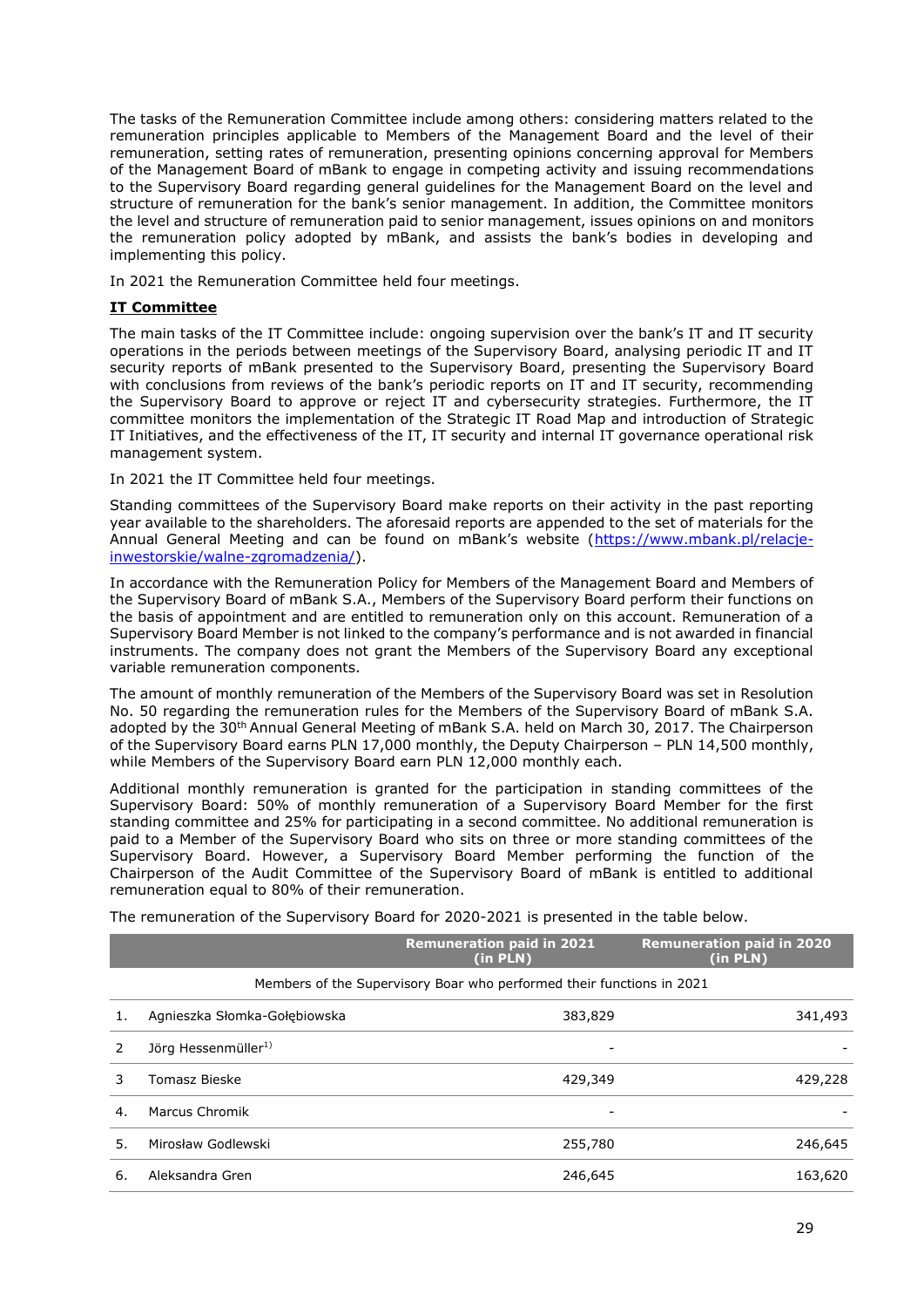The tasks of the Remuneration Committee include among others: considering matters related to the remuneration principles applicable to Members of the Management Board and the level of their remuneration, setting rates of remuneration, presenting opinions concerning approval for Members of the Management Board of mBank to engage in competing activity and issuing recommendations to the Supervisory Board regarding general guidelines for the Management Board on the level and structure of remuneration for the bank's senior management. In addition, the Committee monitors the level and structure of remuneration paid to senior management, issues opinions on and monitors the remuneration policy adopted by mBank, and assists the bank's bodies in developing and implementing this policy.

In 2021 the Remuneration Committee held four meetings.

**IT Committee**

The main tasks of the IT Committee include: ongoing supervision over the bank's IT and IT security operations in the periods between meetings of the Supervisory Board, analysing periodic IT and IT security reports of mBank presented to the Supervisory Board, presenting the Supervisory Board with conclusions from reviews of the bank's periodic reports on IT and IT security, recommending the Supervisory Board to approve or reject IT and cybersecurity strategies. Furthermore, the IT committee monitors the implementation of the Strategic IT Road Map and introduction of Strategic IT Initiatives, and the effectiveness of the IT, IT security and internal IT governance operational risk management system.

In 2021 the IT Committee held four meetings.

Standing committees of the Supervisory Board make reports on their activity in the past reporting year available to the shareholders. The aforesaid reports are appended to the set of materials for the Annual General Meeting and can be found on mBank's website (https://www.mbank.pl/relacje-inwestorskie/walne-zgromadzenia/).

In accordance with the Remuneration Policy for Members of the Management Board and Members of the Supervisory Board of mBank S.A., Members of the Supervisory Board perform their functions on the basis of appointment and are entitled to remuneration only on this account. Remuneration of a Supervisory Board Member is not linked to the company's performance and is not awarded in financial instruments. The company does not grant the Members of the Supervisory Board any exceptional variable remuneration components.

The amount of monthly remuneration of the Members of the Supervisory Board was set in Resolution No. 50 regarding the remuneration rules for the Members of the Supervisory Board of mBank S.A. adopted by the 30th Annual General Meeting of mBank S.A. held on March 30, 2017. The Chairperson of the Supervisory Board earns PLN 17,000 monthly, the Deputy Chairperson – PLN 14,500 monthly, while Members of the Supervisory Board earn PLN 12,000 monthly each.

Additional monthly remuneration is granted for the participation in standing committees of the Supervisory Board: 50% of monthly remuneration of a Supervisory Board Member for the first standing committee and 25% for participating in a second committee. No additional remuneration is paid to a Member of the Supervisory Board who sits on three or more standing committees of the Supervisory Board. However, a Supervisory Board Member performing the function of the Chairperson of the Audit Committee of the Supervisory Board of mBank is entitled to additional remuneration equal to 80% of their remuneration.

The remuneration of the Supervisory Board for 2020-2021 is presented in the table below.

| | | Remuneration paid in 2021 (in PLN) | Remuneration paid in 2020 (in PLN) |
|---|---|---|---|
| Members of the Supervisory Boar who performed their functions in 2021 | | | |
| 1. | Agnieszka Słomka-Gołębiowska | 383,829 | 341,493 |
| 2 | Jörg Hessenmüller[1)] | - | - |
| 3 | Tomasz Bieske | 429,349 | 429,228 |
| 4. | Marcus Chromik | - | - |
| 5. | Mirosław Godlewski | 255,780 | 246,645 |
| 6. | Aleksandra Gren | 246,645 | 163,620 |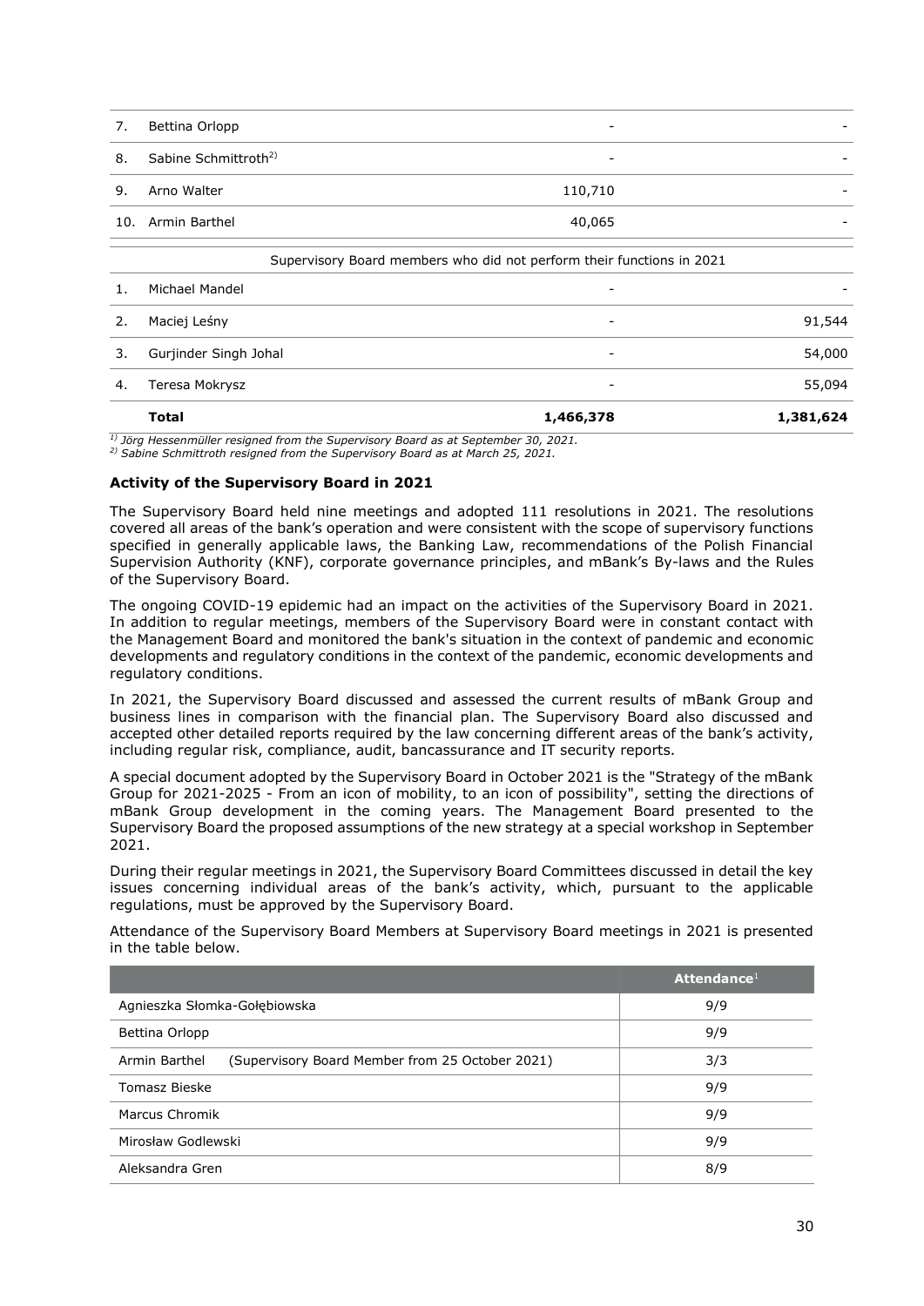| | | | |
|---|---|---|---|
| 7. | Bettina Orlopp | - | - |
| 8. | Sabine Schmittroth[2)] | - | - |
| 9. | Arno Walter | 110,710 | - |
| 10. | Armin Barthel | 40,065 | - |
| | Supervisory Board members who did not perform their functions in 2021 | | |
| 1. | Michael Mandel | - | - |
| 2. | Maciej Leśny | - | 91,544 |
| 3. | Gurjinder Singh Johal | - | 54,000 |
| 4. | Teresa Mokrysz | - | 55,094 |
| | **Total** | **1,466,378** | **1,381,624** |

*[1)] Jörg Hessenmüller resigned from the Supervisory Board as at September 30, 2021.*
*[2)] Sabine Schmittroth resigned from the Supervisory Board as at March 25, 2021.*

**Activity of the Supervisory Board in 2021**

The Supervisory Board held nine meetings and adopted 111 resolutions in 2021. The resolutions covered all areas of the bank's operation and were consistent with the scope of supervisory functions specified in generally applicable laws, the Banking Law, recommendations of the Polish Financial Supervision Authority (KNF), corporate governance principles, and mBank's By-laws and the Rules of the Supervisory Board.

The ongoing COVID-19 epidemic had an impact on the activities of the Supervisory Board in 2021. In addition to regular meetings, members of the Supervisory Board were in constant contact with the Management Board and monitored the bank's situation in the context of pandemic and economic developments and regulatory conditions in the context of the pandemic, economic developments and regulatory conditions.

In 2021, the Supervisory Board discussed and assessed the current results of mBank Group and business lines in comparison with the financial plan. The Supervisory Board also discussed and accepted other detailed reports required by the law concerning different areas of the bank's activity, including regular risk, compliance, audit, bancassurance and IT security reports.

A special document adopted by the Supervisory Board in October 2021 is the "Strategy of the mBank Group for 2021-2025 - From an icon of mobility, to an icon of possibility", setting the directions of mBank Group development in the coming years. The Management Board presented to the Supervisory Board the proposed assumptions of the new strategy at a special workshop in September 2021.

During their regular meetings in 2021, the Supervisory Board Committees discussed in detail the key issues concerning individual areas of the bank's activity, which, pursuant to the applicable regulations, must be approved by the Supervisory Board.

Attendance of the Supervisory Board Members at Supervisory Board meetings in 2021 is presented in the table below.

| | Attendance[1] |
|---|---|
| Agnieszka Słomka-Gołębiowska | 9/9 |
| Bettina Orlopp | 9/9 |
| Armin Barthel (Supervisory Board Member from 25 October 2021) | 3/3 |
| Tomasz Bieske | 9/9 |
| Marcus Chromik | 9/9 |
| Mirosław Godlewski | 9/9 |
| Aleksandra Gren | 8/9 |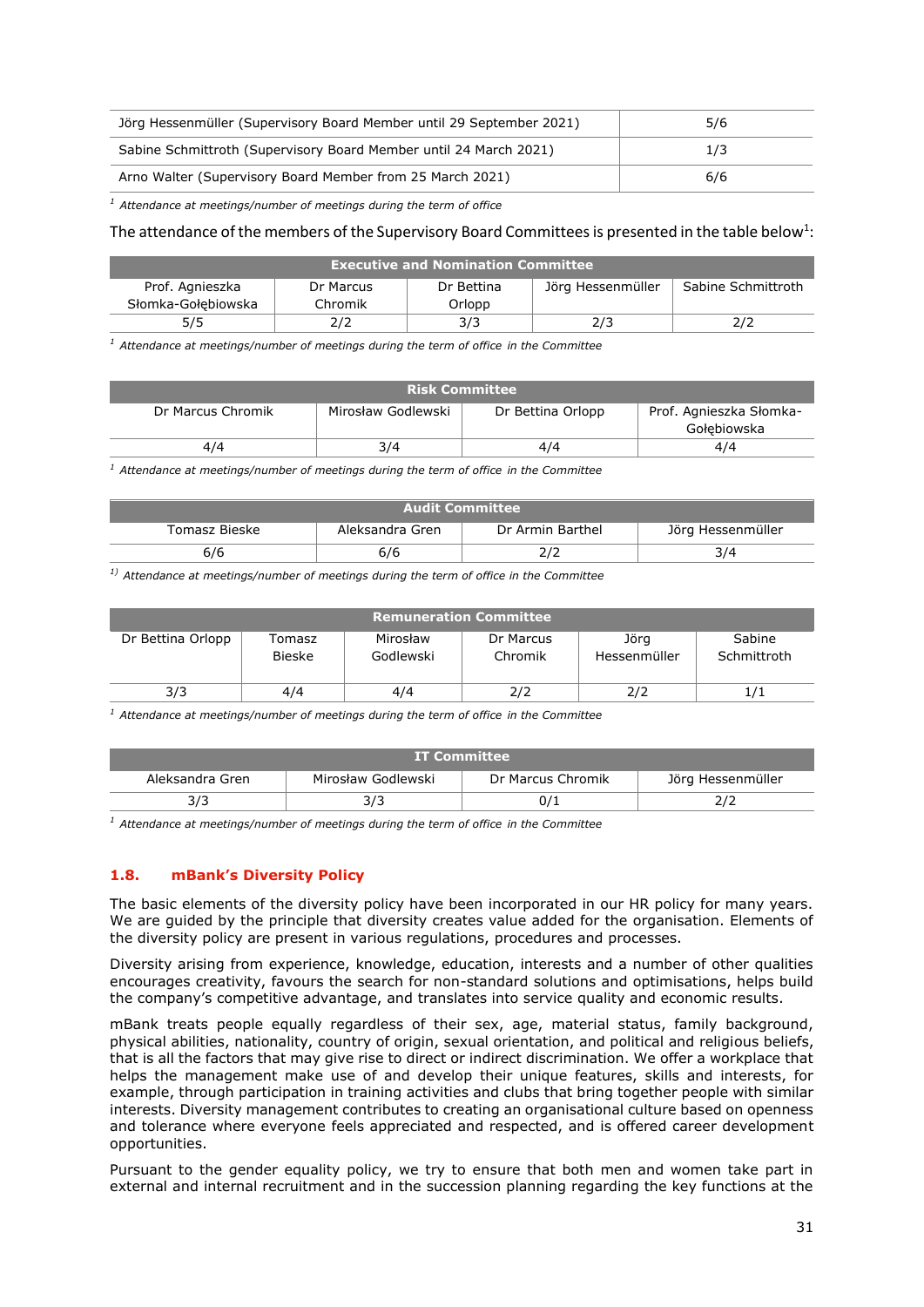| Jörg Hessenmüller (Supervisory Board Member until 29 September 2021) | 5/6 |
|---|---|
| Sabine Schmittroth (Supervisory Board Member until 24 March 2021) | 1/3 |
| Arno Walter (Supervisory Board Member from 25 March 2021) | 6/6 |

[1] *Attendance at meetings/number of meetings during the term of office*

The attendance of the members of the Supervisory Board Committees is presented in the table below[1]:

| Executive and Nomination Committee | | | | |
|---|---|---|---|---|
| Prof. Agnieszka Słomka-Gołębiowska | Dr Marcus Chromik | Dr Bettina Orlopp | Jörg Hessenmüller | Sabine Schmittroth |
| 5/5 | 2/2 | 3/3 | 2/3 | 2/2 |

[1] *Attendance at meetings/number of meetings during the term of office in the Committee*

| Risk Committee | | | |
|---|---|---|---|
| Dr Marcus Chromik | Mirosław Godlewski | Dr Bettina Orlopp | Prof. Agnieszka Słomka-Gołębiowska |
| 4/4 | 3/4 | 4/4 | 4/4 |

[1] *Attendance at meetings/number of meetings during the term of office in the Committee*

| Audit Committee | | | |
|---|---|---|---|
| Tomasz Bieske | Aleksandra Gren | Dr Armin Barthel | Jörg Hessenmüller |
| 6/6 | 6/6 | 2/2 | 3/4 |

[1)] *Attendance at meetings/number of meetings during the term of office in the Committee*

| Remuneration Committee | | | | | |
|---|---|---|---|---|---|
| Dr Bettina Orlopp | Tomasz Bieske | Mirosław Godlewski | Dr Marcus Chromik | Jörg Hessenmüller | Sabine Schmittroth |
| 3/3 | 4/4 | 4/4 | 2/2 | 2/2 | 1/1 |

[1] *Attendance at meetings/number of meetings during the term of office in the Committee*

| IT Committee | | | |
|---|---|---|---|
| Aleksandra Gren | Mirosław Godlewski | Dr Marcus Chromik | Jörg Hessenmüller |
| 3/3 | 3/3 | 0/1 | 2/2 |

[1] *Attendance at meetings/number of meetings during the term of office in the Committee*

## 1.8. mBank's Diversity Policy

The basic elements of the diversity policy have been incorporated in our HR policy for many years. We are guided by the principle that diversity creates value added for the organisation. Elements of the diversity policy are present in various regulations, procedures and processes.

Diversity arising from experience, knowledge, education, interests and a number of other qualities encourages creativity, favours the search for non-standard solutions and optimisations, helps build the company's competitive advantage, and translates into service quality and economic results.

mBank treats people equally regardless of their sex, age, material status, family background, physical abilities, nationality, country of origin, sexual orientation, and political and religious beliefs, that is all the factors that may give rise to direct or indirect discrimination. We offer a workplace that helps the management make use of and develop their unique features, skills and interests, for example, through participation in training activities and clubs that bring together people with similar interests. Diversity management contributes to creating an organisational culture based on openness and tolerance where everyone feels appreciated and respected, and is offered career development opportunities.

Pursuant to the gender equality policy, we try to ensure that both men and women take part in external and internal recruitment and in the succession planning regarding the key functions at the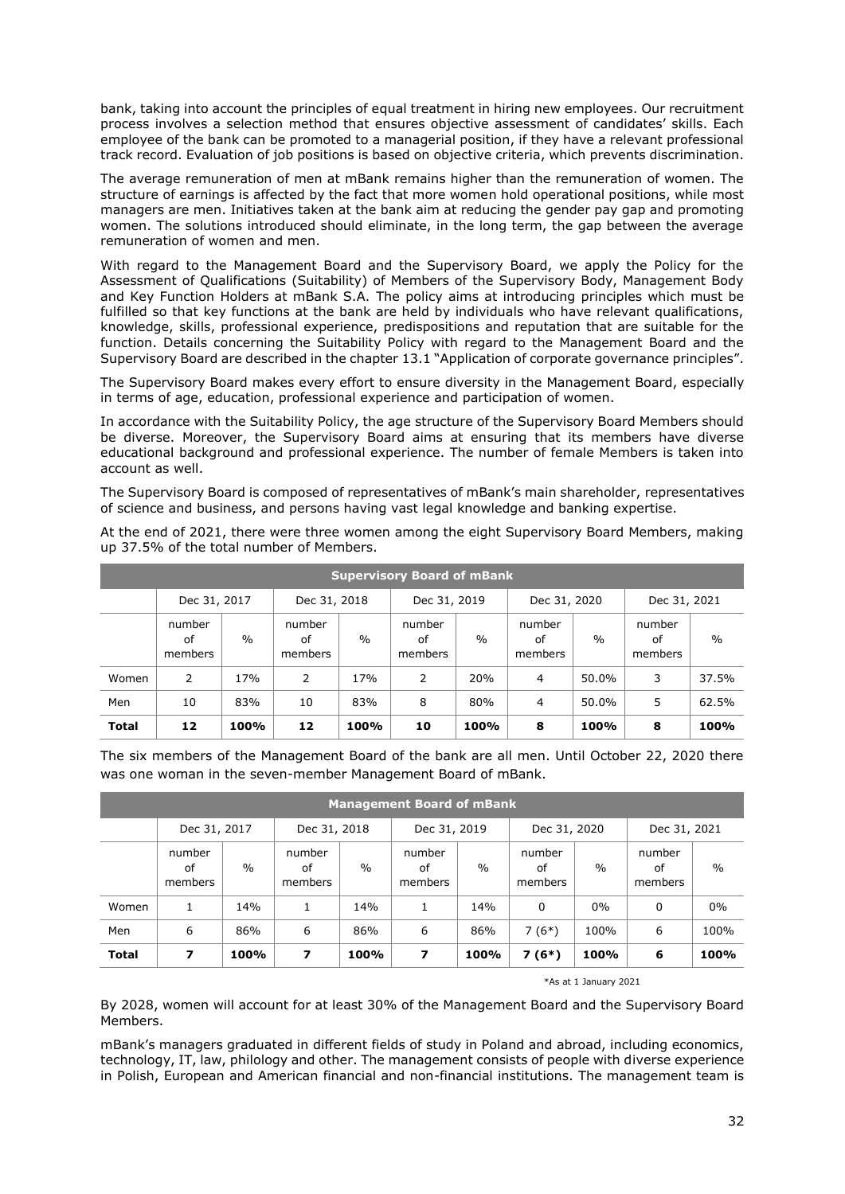bank, taking into account the principles of equal treatment in hiring new employees. Our recruitment process involves a selection method that ensures objective assessment of candidates' skills. Each employee of the bank can be promoted to a managerial position, if they have a relevant professional track record. Evaluation of job positions is based on objective criteria, which prevents discrimination.

The average remuneration of men at mBank remains higher than the remuneration of women. The structure of earnings is affected by the fact that more women hold operational positions, while most managers are men. Initiatives taken at the bank aim at reducing the gender pay gap and promoting women. The solutions introduced should eliminate, in the long term, the gap between the average remuneration of women and men.

With regard to the Management Board and the Supervisory Board, we apply the Policy for the Assessment of Qualifications (Suitability) of Members of the Supervisory Body, Management Body and Key Function Holders at mBank S.A. The policy aims at introducing principles which must be fulfilled so that key functions at the bank are held by individuals who have relevant qualifications, knowledge, skills, professional experience, predispositions and reputation that are suitable for the function. Details concerning the Suitability Policy with regard to the Management Board and the Supervisory Board are described in the chapter 13.1 "Application of corporate governance principles".

The Supervisory Board makes every effort to ensure diversity in the Management Board, especially in terms of age, education, professional experience and participation of women.

In accordance with the Suitability Policy, the age structure of the Supervisory Board Members should be diverse. Moreover, the Supervisory Board aims at ensuring that its members have diverse educational background and professional experience. The number of female Members is taken into account as well.

The Supervisory Board is composed of representatives of mBank's main shareholder, representatives of science and business, and persons having vast legal knowledge and banking expertise.

At the end of 2021, there were three women among the eight Supervisory Board Members, making up 37.5% of the total number of Members.

| Supervisory Board of mBank | | | | | | | | | | |
|---|---|---|---|---|---|---|---|---|---|---|
| | Dec 31, 2017 | | Dec 31, 2018 | | Dec 31, 2019 | | Dec 31, 2020 | | Dec 31, 2021 | |
| | number of members | % | number of members | % | number of members | % | number of members | % | number of members | % |
| Women | 2 | 17% | 2 | 17% | 2 | 20% | 4 | 50.0% | 3 | 37.5% |
| Men | 10 | 83% | 10 | 83% | 8 | 80% | 4 | 50.0% | 5 | 62.5% |
| **Total** | **12** | **100%** | **12** | **100%** | **10** | **100%** | **8** | **100%** | **8** | **100%** |

The six members of the Management Board of the bank are all men. Until October 22, 2020 there was one woman in the seven-member Management Board of mBank.

| Management Board of mBank | | | | | | | | | | |
|---|---|---|---|---|---|---|---|---|---|---|
| | Dec 31, 2017 | | Dec 31, 2018 | | Dec 31, 2019 | | Dec 31, 2020 | | Dec 31, 2021 | |
| | number of members | % | number of members | % | number of members | % | number of members | % | number of members | % |
| Women | 1 | 14% | 1 | 14% | 1 | 14% | 0 | 0% | 0 | 0% |
| Men | 6 | 86% | 6 | 86% | 6 | 86% | 7 (6*) | 100% | 6 | 100% |
| **Total** | **7** | **100%** | **7** | **100%** | **7** | **100%** | **7 (6*)** | **100%** | **6** | **100%** |

*As at 1 January 2021

By 2028, women will account for at least 30% of the Management Board and the Supervisory Board Members.

mBank's managers graduated in different fields of study in Poland and abroad, including economics, technology, IT, law, philology and other. The management consists of people with diverse experience in Polish, European and American financial and non-financial institutions. The management team is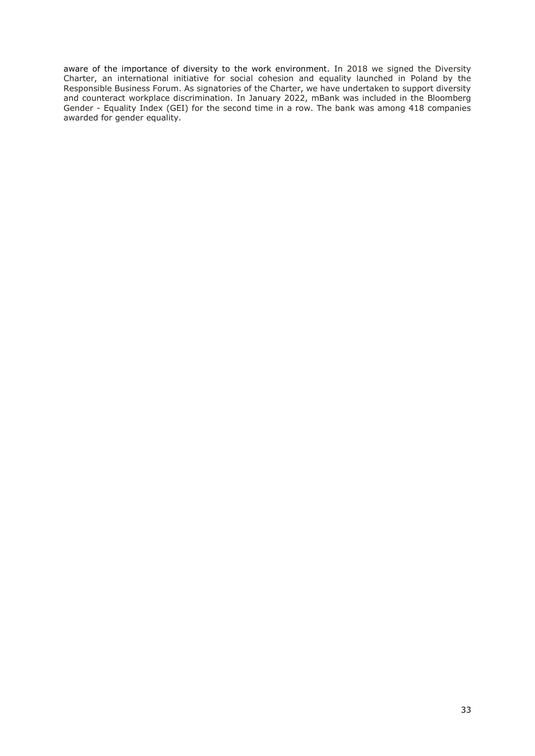aware of the importance of diversity to the work environment. In 2018 we signed the Diversity Charter, an international initiative for social cohesion and equality launched in Poland by the Responsible Business Forum. As signatories of the Charter, we have undertaken to support diversity and counteract workplace discrimination. In January 2022, mBank was included in the Bloomberg Gender - Equality Index (GEI) for the second time in a row. The bank was among 418 companies awarded for gender equality.